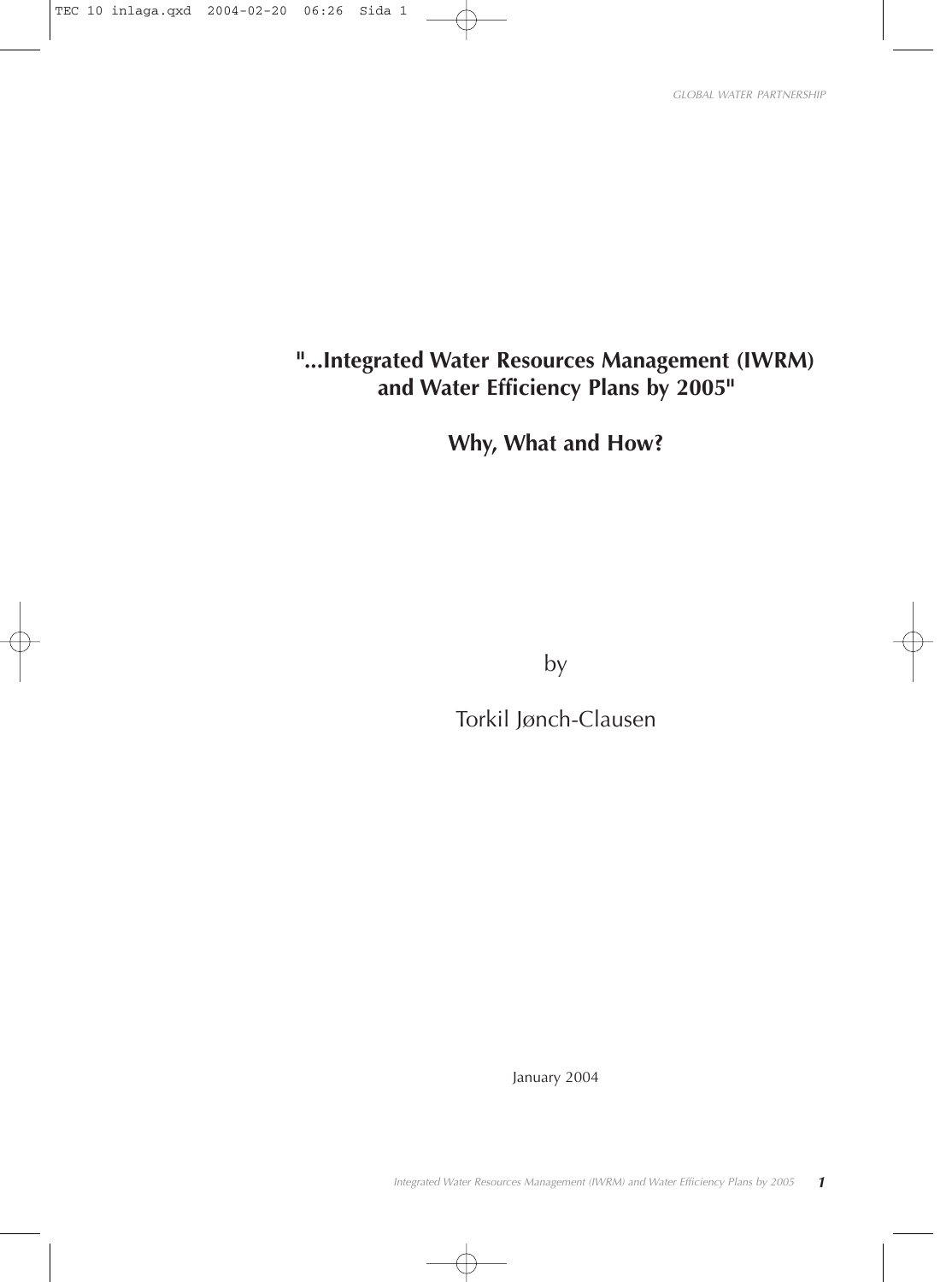# "...Integrated Water Resources Management (IWRM) and Water Efficiency Plans by 2005"

## Why, What and How?

by

Torkil Jønch-Clausen

January 2004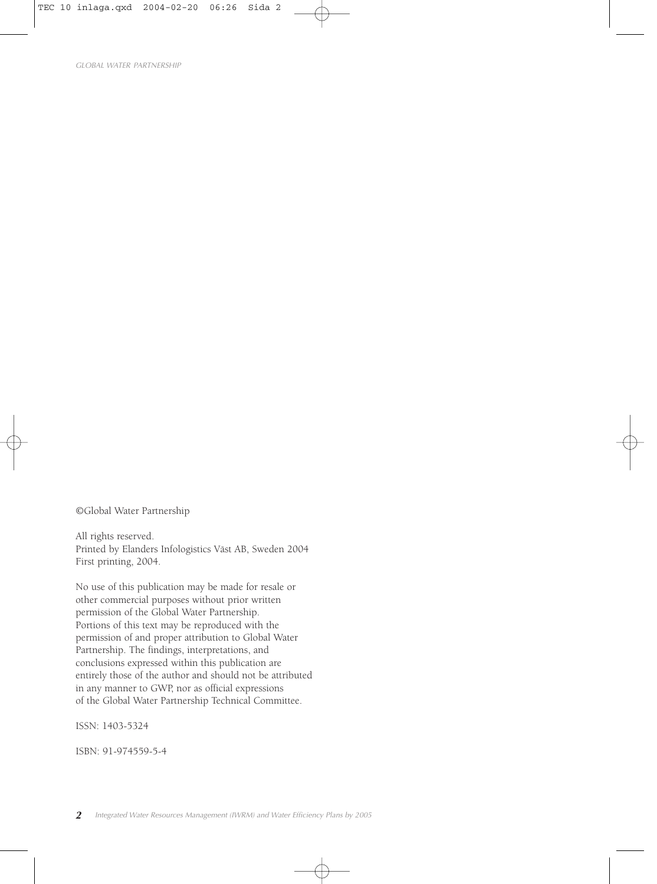©Global Water Partnership

All rights reserved.
Printed by Elanders Infologistics Väst AB, Sweden 2004
First printing, 2004.

No use of this publication may be made for resale or other commercial purposes without prior written permission of the Global Water Partnership. Portions of this text may be reproduced with the permission of and proper attribution to Global Water Partnership. The findings, interpretations, and conclusions expressed within this publication are entirely those of the author and should not be attributed in any manner to GWP, nor as official expressions of the Global Water Partnership Technical Committee.

ISSN: 1403-5324

ISBN: 91-974559-5-4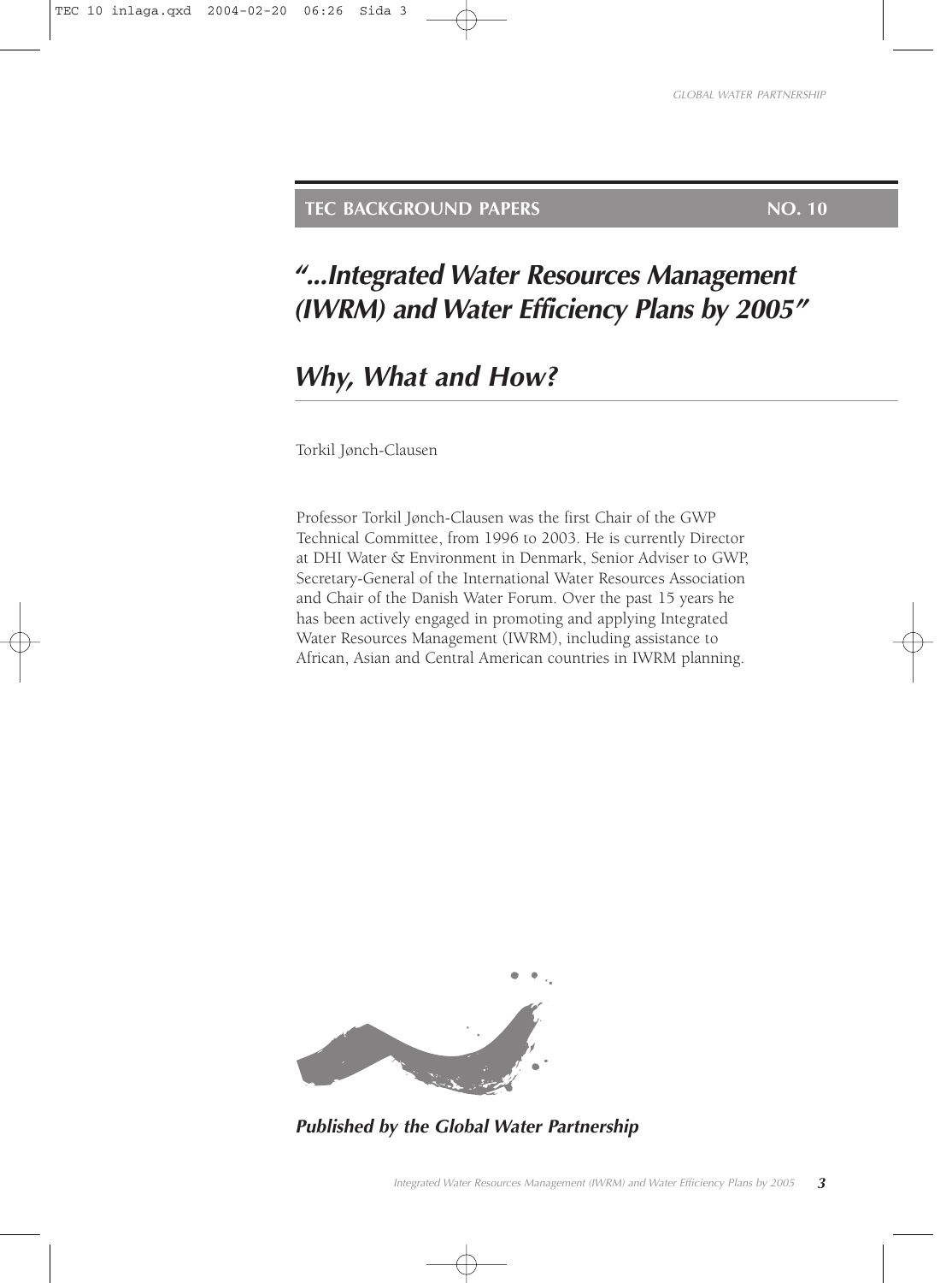**TEC BACKGROUND PAPERS NO. 10**

# *"...Integrated Water Resources Management (IWRM) and Water Efficiency Plans by 2005"*

## *Why, What and How?*

Torkil Jønch-Clausen

Professor Torkil Jønch-Clausen was the first Chair of the GWP Technical Committee, from 1996 to 2003. He is currently Director at DHI Water & Environment in Denmark, Senior Adviser to GWP, Secretary-General of the International Water Resources Association and Chair of the Danish Water Forum. Over the past 15 years he has been actively engaged in promoting and applying Integrated Water Resources Management (IWRM), including assistance to African, Asian and Central American countries in IWRM planning.

***Published by the Global Water Partnership***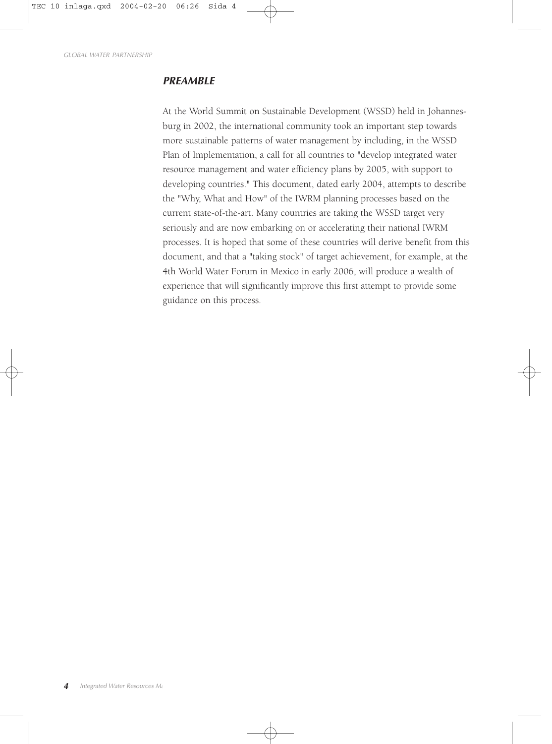## *PREAMBLE*

At the World Summit on Sustainable Development (WSSD) held in Johannesburg in 2002, the international community took an important step towards more sustainable patterns of water management by including, in the WSSD Plan of Implementation, a call for all countries to "develop integrated water resource management and water efficiency plans by 2005, with support to developing countries." This document, dated early 2004, attempts to describe the "Why, What and How" of the IWRM planning processes based on the current state-of-the-art. Many countries are taking the WSSD target very seriously and are now embarking on or accelerating their national IWRM processes. It is hoped that some of these countries will derive benefit from this document, and that a "taking stock" of target achievement, for example, at the 4th World Water Forum in Mexico in early 2006, will produce a wealth of experience that will significantly improve this first attempt to provide some guidance on this process.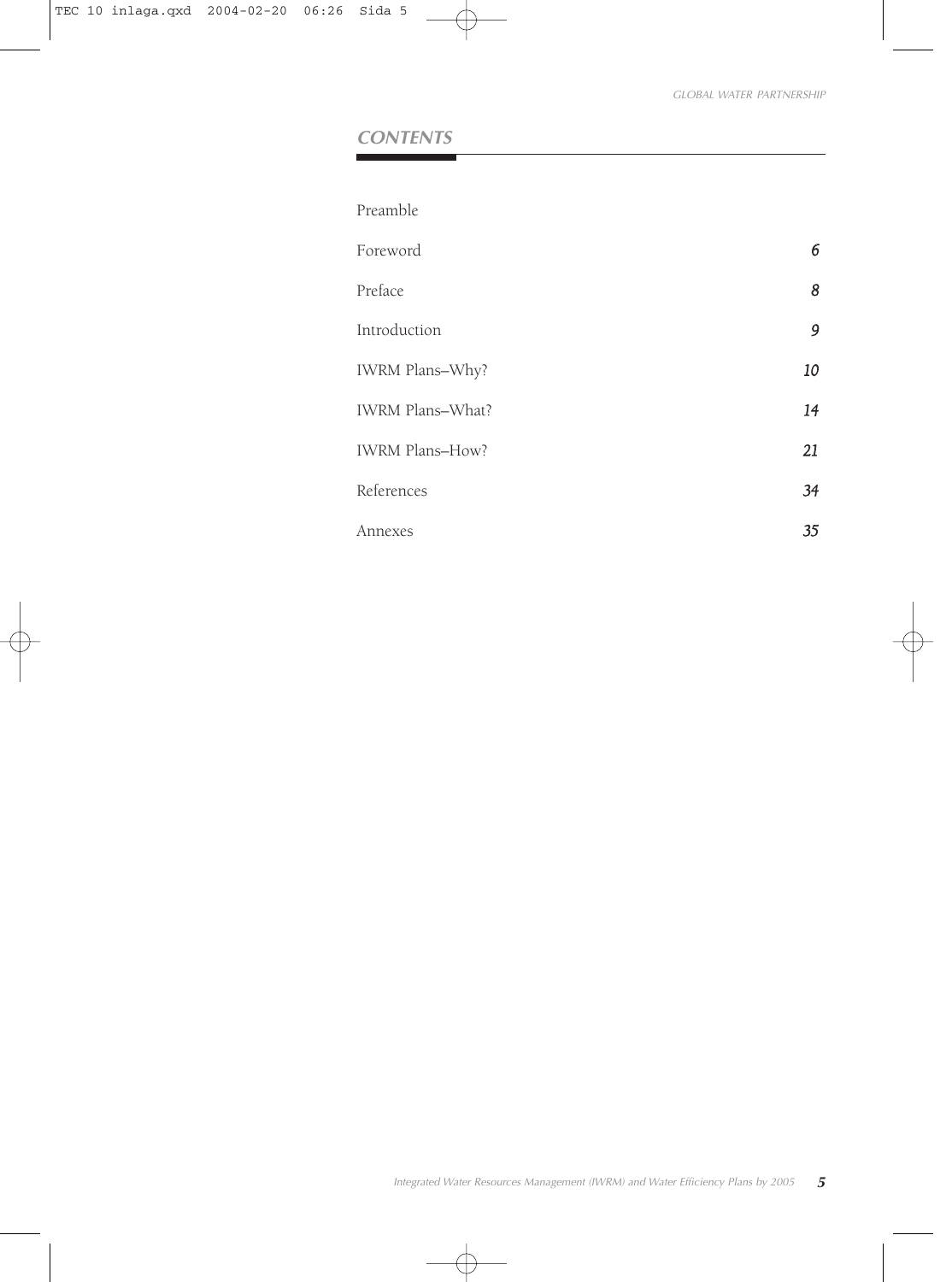## CONTENTS

| | |
|---|---|
| Preamble | |
| Foreword | *6* |
| Preface | *8* |
| Introduction | *9* |
| IWRM Plans–Why? | *10* |
| IWRM Plans–What? | *14* |
| IWRM Plans–How? | *21* |
| References | *34* |
| Annexes | *35* |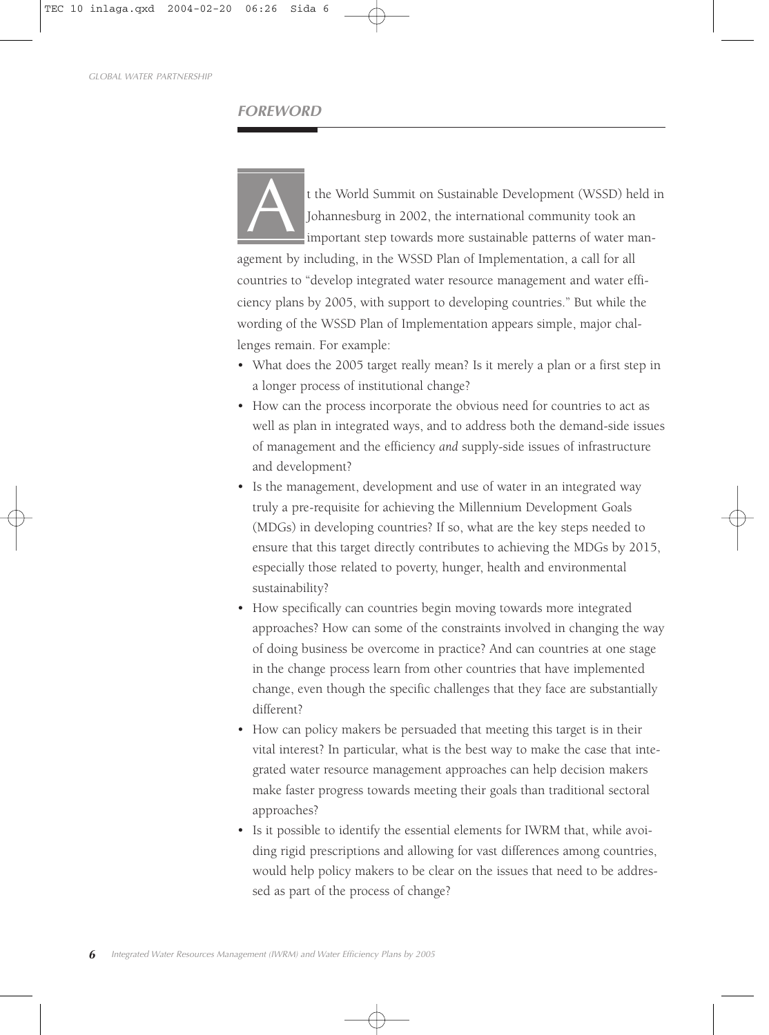## FOREWORD

At the World Summit on Sustainable Development (WSSD) held in Johannesburg in 2002, the international community took an important step towards more sustainable patterns of water management by including, in the WSSD Plan of Implementation, a call for all countries to "develop integrated water resource management and water efficiency plans by 2005, with support to developing countries." But while the wording of the WSSD Plan of Implementation appears simple, major challenges remain. For example:

- What does the 2005 target really mean? Is it merely a plan or a first step in a longer process of institutional change?
- How can the process incorporate the obvious need for countries to act as well as plan in integrated ways, and to address both the demand-side issues of management and the efficiency *and* supply-side issues of infrastructure and development?
- Is the management, development and use of water in an integrated way truly a pre-requisite for achieving the Millennium Development Goals (MDGs) in developing countries? If so, what are the key steps needed to ensure that this target directly contributes to achieving the MDGs by 2015, especially those related to poverty, hunger, health and environmental sustainability?
- How specifically can countries begin moving towards more integrated approaches? How can some of the constraints involved in changing the way of doing business be overcome in practice? And can countries at one stage in the change process learn from other countries that have implemented change, even though the specific challenges that they face are substantially different?
- How can policy makers be persuaded that meeting this target is in their vital interest? In particular, what is the best way to make the case that integrated water resource management approaches can help decision makers make faster progress towards meeting their goals than traditional sectoral approaches?
- Is it possible to identify the essential elements for IWRM that, while avoiding rigid prescriptions and allowing for vast differences among countries, would help policy makers to be clear on the issues that need to be addressed as part of the process of change?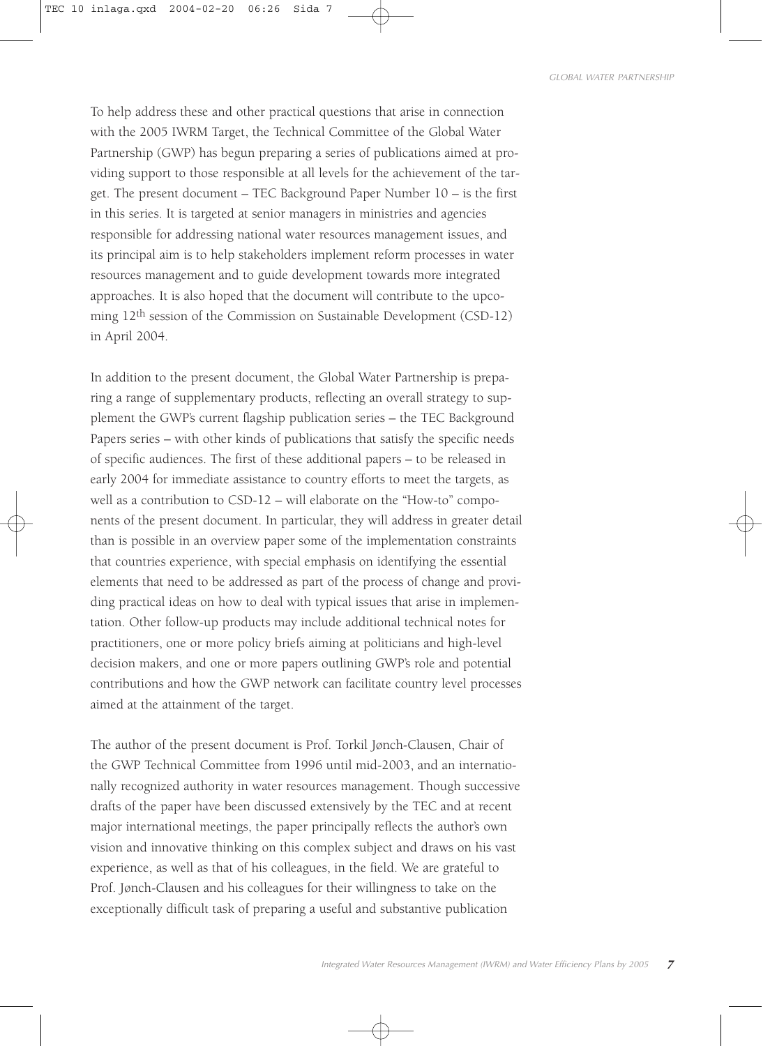To help address these and other practical questions that arise in connection with the 2005 IWRM Target, the Technical Committee of the Global Water Partnership (GWP) has begun preparing a series of publications aimed at providing support to those responsible at all levels for the achievement of the target. The present document – TEC Background Paper Number 10 – is the first in this series. It is targeted at senior managers in ministries and agencies responsible for addressing national water resources management issues, and its principal aim is to help stakeholders implement reform processes in water resources management and to guide development towards more integrated approaches. It is also hoped that the document will contribute to the upcoming 12th session of the Commission on Sustainable Development (CSD-12) in April 2004.

In addition to the present document, the Global Water Partnership is preparing a range of supplementary products, reflecting an overall strategy to supplement the GWP's current flagship publication series – the TEC Background Papers series – with other kinds of publications that satisfy the specific needs of specific audiences. The first of these additional papers – to be released in early 2004 for immediate assistance to country efforts to meet the targets, as well as a contribution to CSD-12 – will elaborate on the "How-to" components of the present document. In particular, they will address in greater detail than is possible in an overview paper some of the implementation constraints that countries experience, with special emphasis on identifying the essential elements that need to be addressed as part of the process of change and providing practical ideas on how to deal with typical issues that arise in implementation. Other follow-up products may include additional technical notes for practitioners, one or more policy briefs aiming at politicians and high-level decision makers, and one or more papers outlining GWP's role and potential contributions and how the GWP network can facilitate country level processes aimed at the attainment of the target.

The author of the present document is Prof. Torkil Jønch-Clausen, Chair of the GWP Technical Committee from 1996 until mid-2003, and an internationally recognized authority in water resources management. Though successive drafts of the paper have been discussed extensively by the TEC and at recent major international meetings, the paper principally reflects the author's own vision and innovative thinking on this complex subject and draws on his vast experience, as well as that of his colleagues, in the field. We are grateful to Prof. Jønch-Clausen and his colleagues for their willingness to take on the exceptionally difficult task of preparing a useful and substantive publication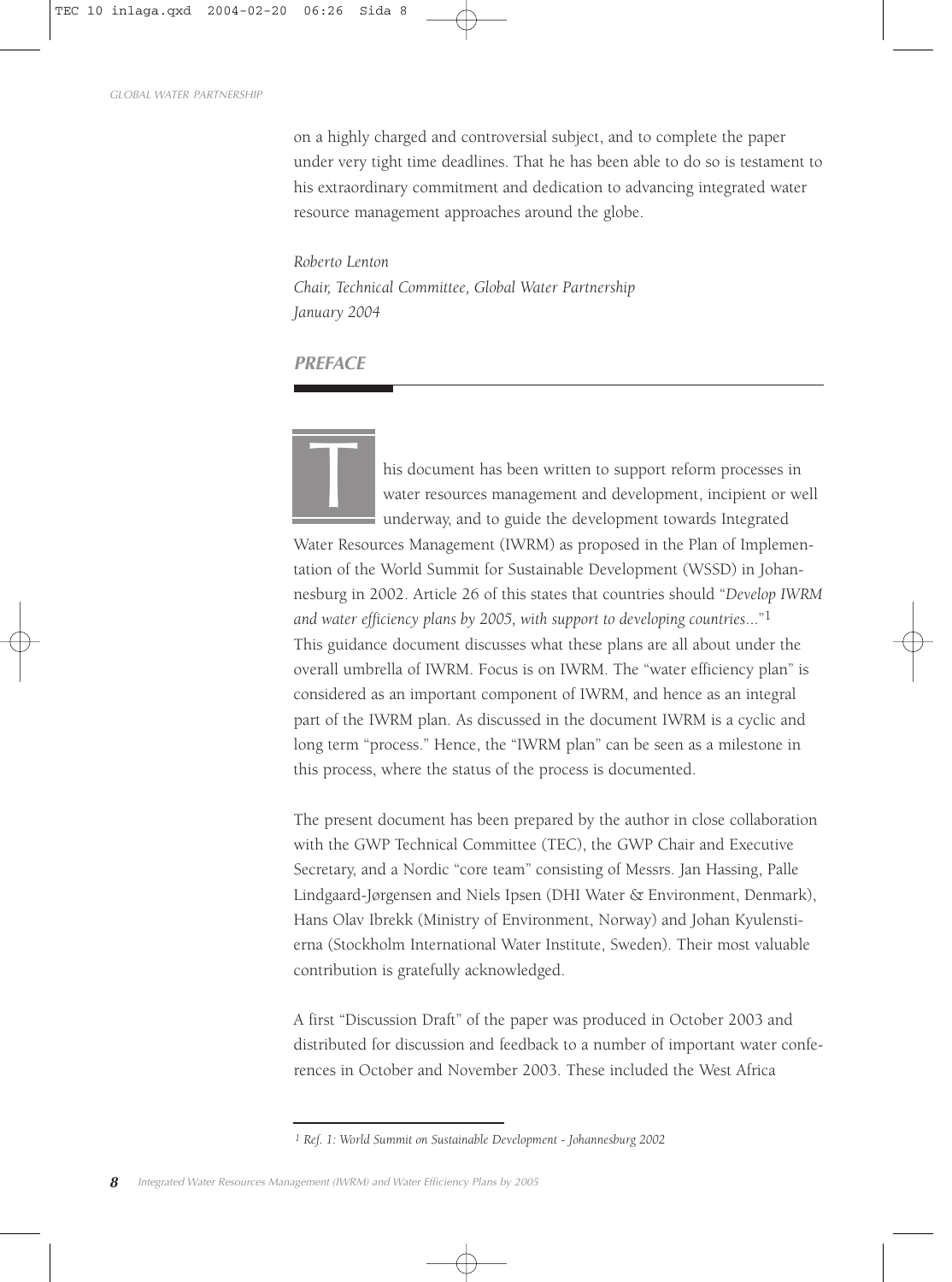on a highly charged and controversial subject, and to complete the paper under very tight time deadlines. That he has been able to do so is testament to his extraordinary commitment and dedication to advancing integrated water resource management approaches around the globe.

*Roberto Lenton*
*Chair, Technical Committee, Global Water Partnership*
*January 2004*

## PREFACE

This document has been written to support reform processes in water resources management and development, incipient or well underway, and to guide the development towards Integrated Water Resources Management (IWRM) as proposed in the Plan of Implementation of the World Summit for Sustainable Development (WSSD) in Johannesburg in 2002. Article 26 of this states that countries should "*Develop IWRM and water efficiency plans by 2005, with support to developing countries...*"[1] This guidance document discusses what these plans are all about under the overall umbrella of IWRM. Focus is on IWRM. The "water efficiency plan" is considered as an important component of IWRM, and hence as an integral part of the IWRM plan. As discussed in the document IWRM is a cyclic and long term "process." Hence, the "IWRM plan" can be seen as a milestone in this process, where the status of the process is documented.

The present document has been prepared by the author in close collaboration with the GWP Technical Committee (TEC), the GWP Chair and Executive Secretary, and a Nordic "core team" consisting of Messrs. Jan Hassing, Palle Lindgaard-Jørgensen and Niels Ipsen (DHI Water & Environment, Denmark), Hans Olav Ibrekk (Ministry of Environment, Norway) and Johan Kyulenstierna (Stockholm International Water Institute, Sweden). Their most valuable contribution is gratefully acknowledged.

A first "Discussion Draft" of the paper was produced in October 2003 and distributed for discussion and feedback to a number of important water conferences in October and November 2003. These included the West Africa

---

[1] *Ref. 1: World Summit on Sustainable Development - Johannesburg 2002*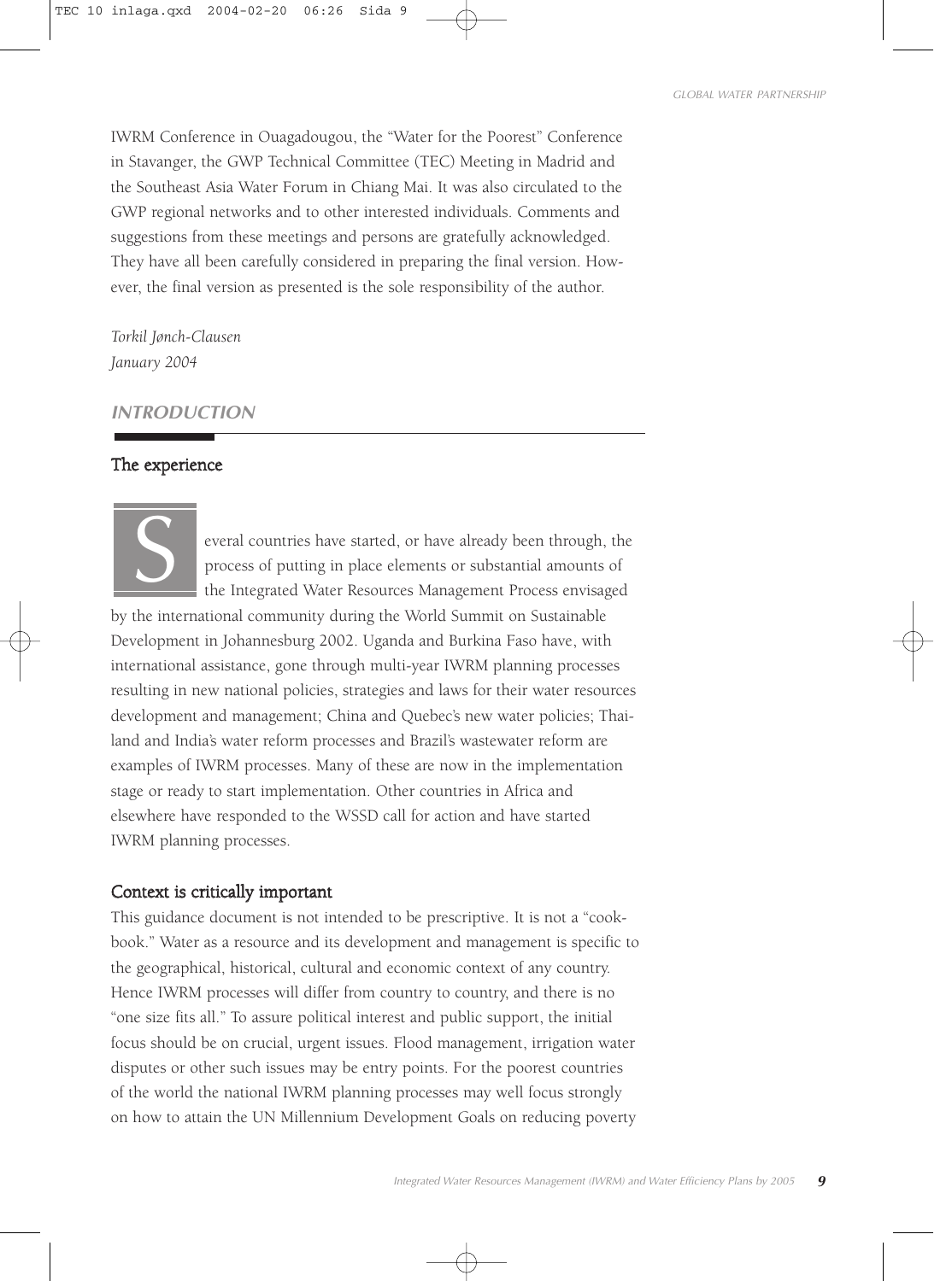IWRM Conference in Ouagadougou, the "Water for the Poorest" Conference in Stavanger, the GWP Technical Committee (TEC) Meeting in Madrid and the Southeast Asia Water Forum in Chiang Mai. It was also circulated to the GWP regional networks and to other interested individuals. Comments and suggestions from these meetings and persons are gratefully acknowledged. They have all been carefully considered in preparing the final version. However, the final version as presented is the sole responsibility of the author.

*Torkil Jønch-Clausen*
*January 2004*

## INTRODUCTION

### The experience

Several countries have started, or have already been through, the process of putting in place elements or substantial amounts of the Integrated Water Resources Management Process envisaged by the international community during the World Summit on Sustainable Development in Johannesburg 2002. Uganda and Burkina Faso have, with international assistance, gone through multi-year IWRM planning processes resulting in new national policies, strategies and laws for their water resources development and management; China and Quebec's new water policies; Thailand and India's water reform processes and Brazil's wastewater reform are examples of IWRM processes. Many of these are now in the implementation stage or ready to start implementation. Other countries in Africa and elsewhere have responded to the WSSD call for action and have started IWRM planning processes.

### Context is critically important

This guidance document is not intended to be prescriptive. It is not a "cookbook." Water as a resource and its development and management is specific to the geographical, historical, cultural and economic context of any country. Hence IWRM processes will differ from country to country, and there is no "one size fits all." To assure political interest and public support, the initial focus should be on crucial, urgent issues. Flood management, irrigation water disputes or other such issues may be entry points. For the poorest countries of the world the national IWRM planning processes may well focus strongly on how to attain the UN Millennium Development Goals on reducing poverty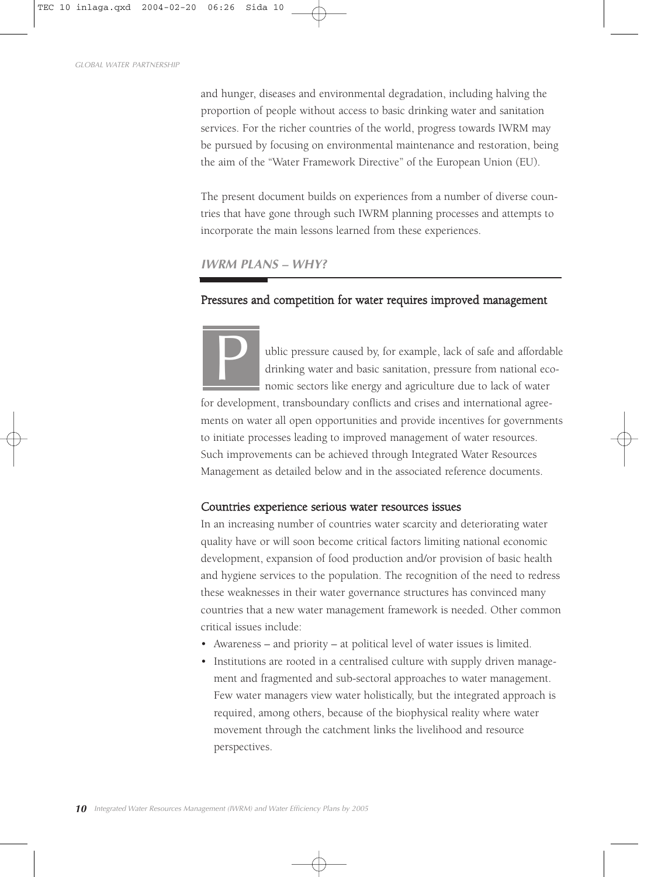and hunger, diseases and environmental degradation, including halving the proportion of people without access to basic drinking water and sanitation services. For the richer countries of the world, progress towards IWRM may be pursued by focusing on environmental maintenance and restoration, being the aim of the "Water Framework Directive" of the European Union (EU).

The present document builds on experiences from a number of diverse countries that have gone through such IWRM planning processes and attempts to incorporate the main lessons learned from these experiences.

## *IWRM PLANS – WHY?*

### Pressures and competition for water requires improved management

Public pressure caused by, for example, lack of safe and affordable drinking water and basic sanitation, pressure from national economic sectors like energy and agriculture due to lack of water for development, transboundary conflicts and crises and international agreements on water all open opportunities and provide incentives for governments to initiate processes leading to improved management of water resources. Such improvements can be achieved through Integrated Water Resources Management as detailed below and in the associated reference documents.

### Countries experience serious water resources issues

In an increasing number of countries water scarcity and deteriorating water quality have or will soon become critical factors limiting national economic development, expansion of food production and/or provision of basic health and hygiene services to the population. The recognition of the need to redress these weaknesses in their water governance structures has convinced many countries that a new water management framework is needed. Other common critical issues include:

- Awareness – and priority – at political level of water issues is limited.
- Institutions are rooted in a centralised culture with supply driven management and fragmented and sub-sectoral approaches to water management. Few water managers view water holistically, but the integrated approach is required, among others, because of the biophysical reality where water movement through the catchment links the livelihood and resource perspectives.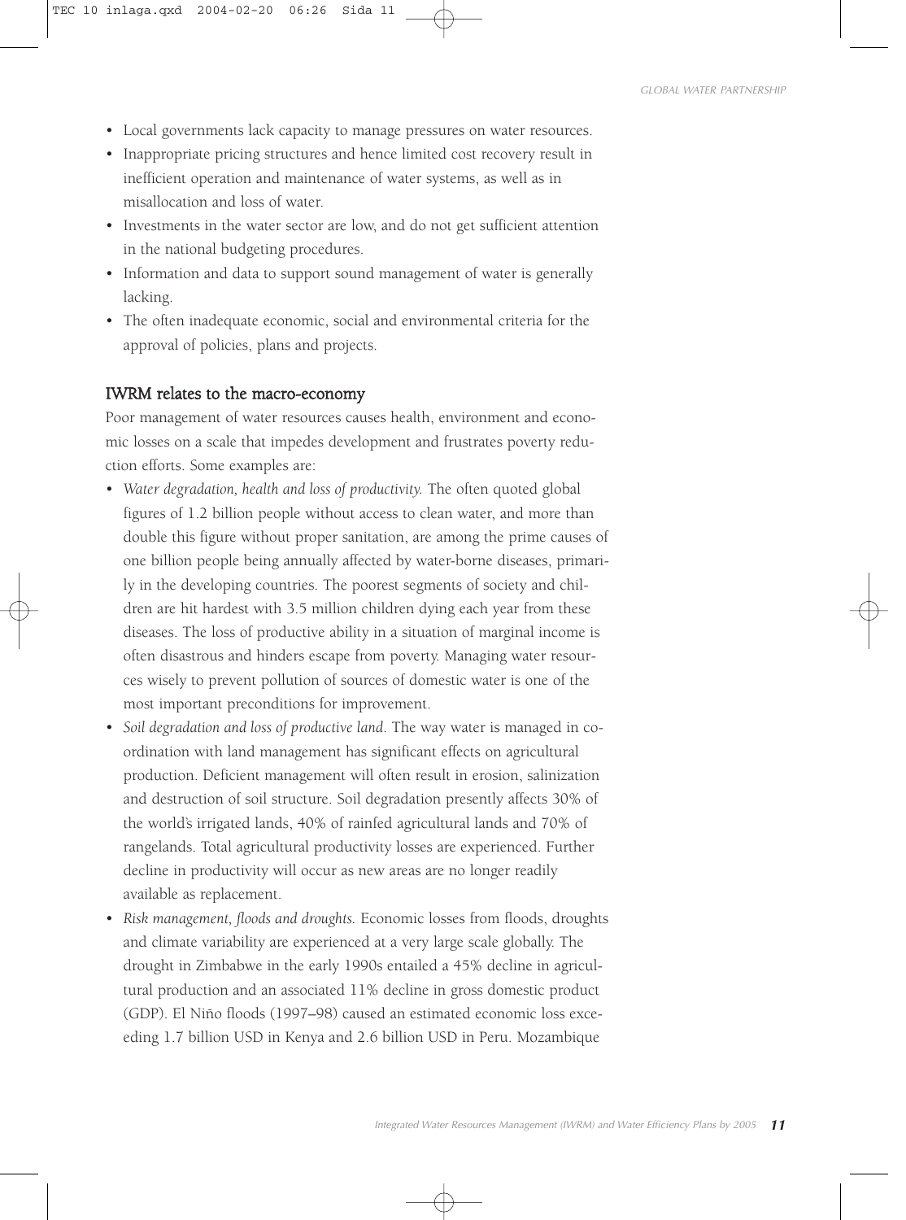- Local governments lack capacity to manage pressures on water resources.
- Inappropriate pricing structures and hence limited cost recovery result in inefficient operation and maintenance of water systems, as well as in misallocation and loss of water.
- Investments in the water sector are low, and do not get sufficient attention in the national budgeting procedures.
- Information and data to support sound management of water is generally lacking.
- The often inadequate economic, social and environmental criteria for the approval of policies, plans and projects.

## IWRM relates to the macro-economy

Poor management of water resources causes health, environment and economic losses on a scale that impedes development and frustrates poverty reduction efforts. Some examples are:

- *Water degradation, health and loss of productivity.* The often quoted global figures of 1.2 billion people without access to clean water, and more than double this figure without proper sanitation, are among the prime causes of one billion people being annually affected by water-borne diseases, primarily in the developing countries. The poorest segments of society and children are hit hardest with 3.5 million children dying each year from these diseases. The loss of productive ability in a situation of marginal income is often disastrous and hinders escape from poverty. Managing water resources wisely to prevent pollution of sources of domestic water is one of the most important preconditions for improvement.
- *Soil degradation and loss of productive land.* The way water is managed in coordination with land management has significant effects on agricultural production. Deficient management will often result in erosion, salinization and destruction of soil structure. Soil degradation presently affects 30% of the world's irrigated lands, 40% of rainfed agricultural lands and 70% of rangelands. Total agricultural productivity losses are experienced. Further decline in productivity will occur as new areas are no longer readily available as replacement.
- *Risk management, floods and droughts.* Economic losses from floods, droughts and climate variability are experienced at a very large scale globally. The drought in Zimbabwe in the early 1990s entailed a 45% decline in agricultural production and an associated 11% decline in gross domestic product (GDP). El Niño floods (1997–98) caused an estimated economic loss exceeding 1.7 billion USD in Kenya and 2.6 billion USD in Peru. Mozambique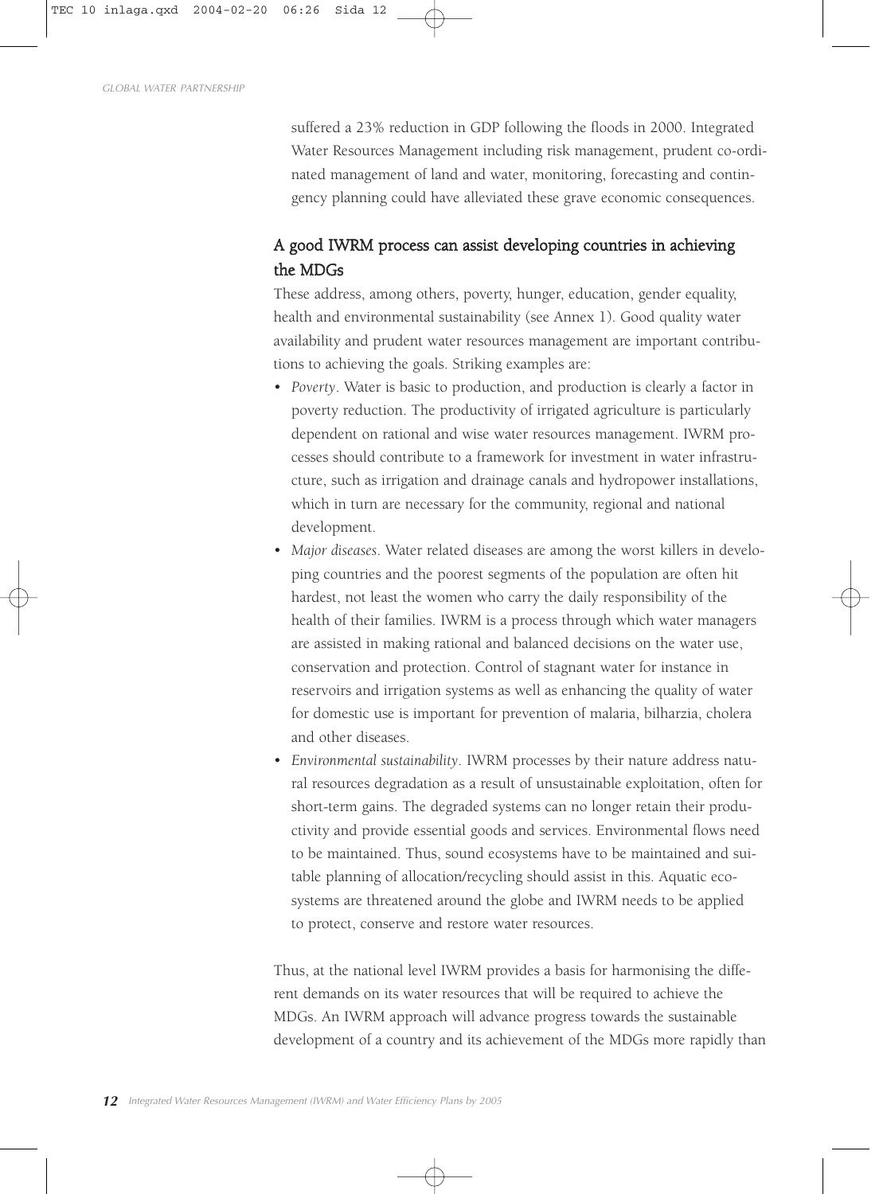suffered a 23% reduction in GDP following the floods in 2000. Integrated Water Resources Management including risk management, prudent co-ordinated management of land and water, monitoring, forecasting and contingency planning could have alleviated these grave economic consequences.

### A good IWRM process can assist developing countries in achieving the MDGs

These address, among others, poverty, hunger, education, gender equality, health and environmental sustainability (see Annex 1). Good quality water availability and prudent water resources management are important contributions to achieving the goals. Striking examples are:

- *Poverty*. Water is basic to production, and production is clearly a factor in poverty reduction. The productivity of irrigated agriculture is particularly dependent on rational and wise water resources management. IWRM processes should contribute to a framework for investment in water infrastructure, such as irrigation and drainage canals and hydropower installations, which in turn are necessary for the community, regional and national development.
- *Major diseases*. Water related diseases are among the worst killers in developing countries and the poorest segments of the population are often hit hardest, not least the women who carry the daily responsibility of the health of their families. IWRM is a process through which water managers are assisted in making rational and balanced decisions on the water use, conservation and protection. Control of stagnant water for instance in reservoirs and irrigation systems as well as enhancing the quality of water for domestic use is important for prevention of malaria, bilharzia, cholera and other diseases.
- *Environmental sustainability*. IWRM processes by their nature address natural resources degradation as a result of unsustainable exploitation, often for short-term gains. The degraded systems can no longer retain their productivity and provide essential goods and services. Environmental flows need to be maintained. Thus, sound ecosystems have to be maintained and suitable planning of allocation/recycling should assist in this. Aquatic ecosystems are threatened around the globe and IWRM needs to be applied to protect, conserve and restore water resources.

Thus, at the national level IWRM provides a basis for harmonising the different demands on its water resources that will be required to achieve the MDGs. An IWRM approach will advance progress towards the sustainable development of a country and its achievement of the MDGs more rapidly than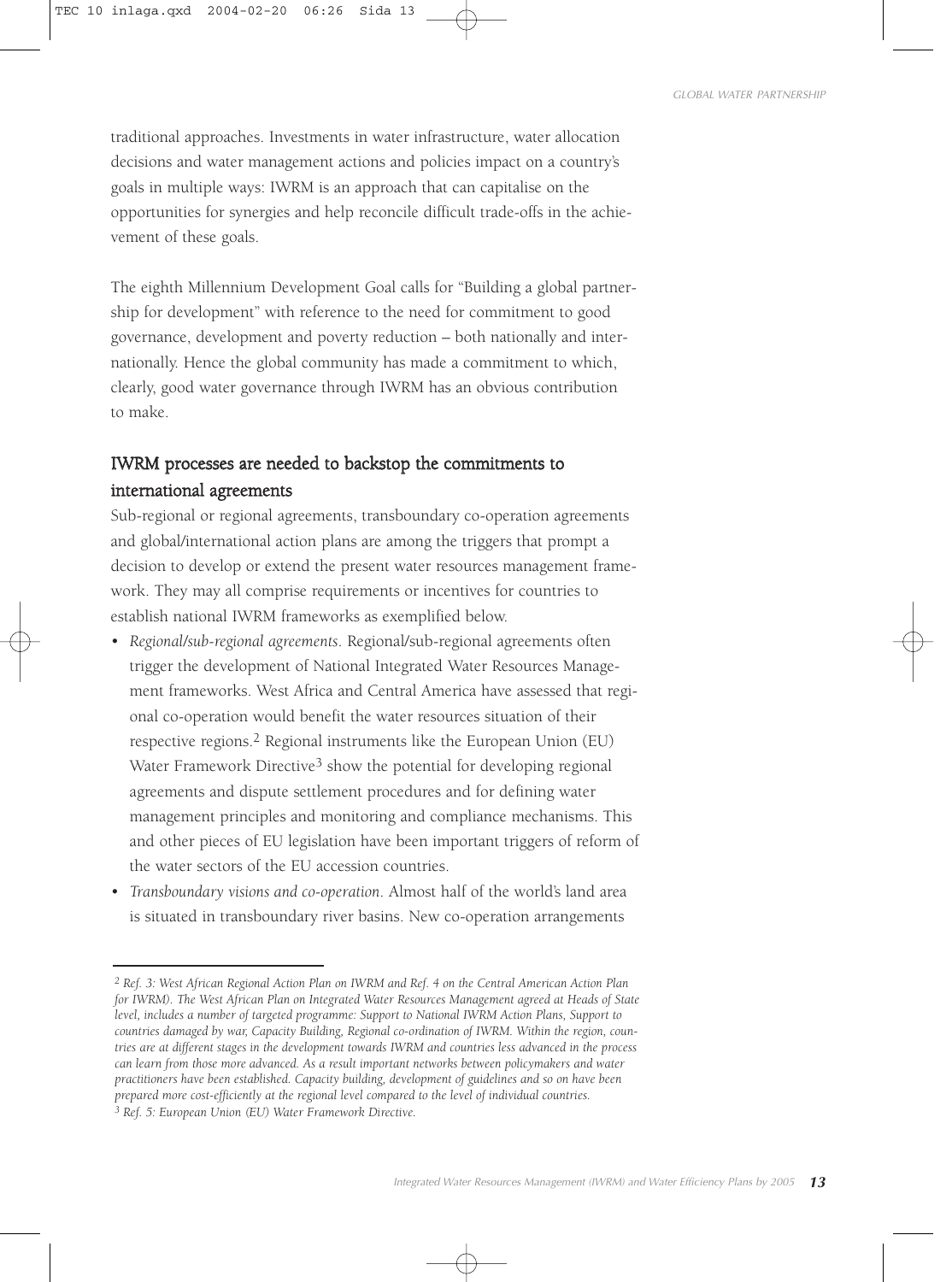traditional approaches. Investments in water infrastructure, water allocation decisions and water management actions and policies impact on a country's goals in multiple ways: IWRM is an approach that can capitalise on the opportunities for synergies and help reconcile difficult trade-offs in the achievement of these goals.

The eighth Millennium Development Goal calls for "Building a global partnership for development" with reference to the need for commitment to good governance, development and poverty reduction – both nationally and internationally. Hence the global community has made a commitment to which, clearly, good water governance through IWRM has an obvious contribution to make.

## IWRM processes are needed to backstop the commitments to international agreements

Sub-regional or regional agreements, transboundary co-operation agreements and global/international action plans are among the triggers that prompt a decision to develop or extend the present water resources management framework. They may all comprise requirements or incentives for countries to establish national IWRM frameworks as exemplified below.

- *Regional/sub-regional agreements*. Regional/sub-regional agreements often trigger the development of National Integrated Water Resources Management frameworks. West Africa and Central America have assessed that regional co-operation would benefit the water resources situation of their respective regions.[2] Regional instruments like the European Union (EU) Water Framework Directive[3] show the potential for developing regional agreements and dispute settlement procedures and for defining water management principles and monitoring and compliance mechanisms. This and other pieces of EU legislation have been important triggers of reform of the water sectors of the EU accession countries.
- *Transboundary visions and co-operation*. Almost half of the world's land area is situated in transboundary river basins. New co-operation arrangements

---

[2] *Ref. 3: West African Regional Action Plan on IWRM and Ref. 4 on the Central American Action Plan for IWRM). The West African Plan on Integrated Water Resources Management agreed at Heads of State level, includes a number of targeted programme: Support to National IWRM Action Plans, Support to countries damaged by war, Capacity Building, Regional co-ordination of IWRM. Within the region, countries are at different stages in the development towards IWRM and countries less advanced in the process can learn from those more advanced. As a result important networks between policymakers and water practitioners have been established. Capacity building, development of guidelines and so on have been prepared more cost-efficiently at the regional level compared to the level of individual countries.*

[3] *Ref. 5: European Union (EU) Water Framework Directive.*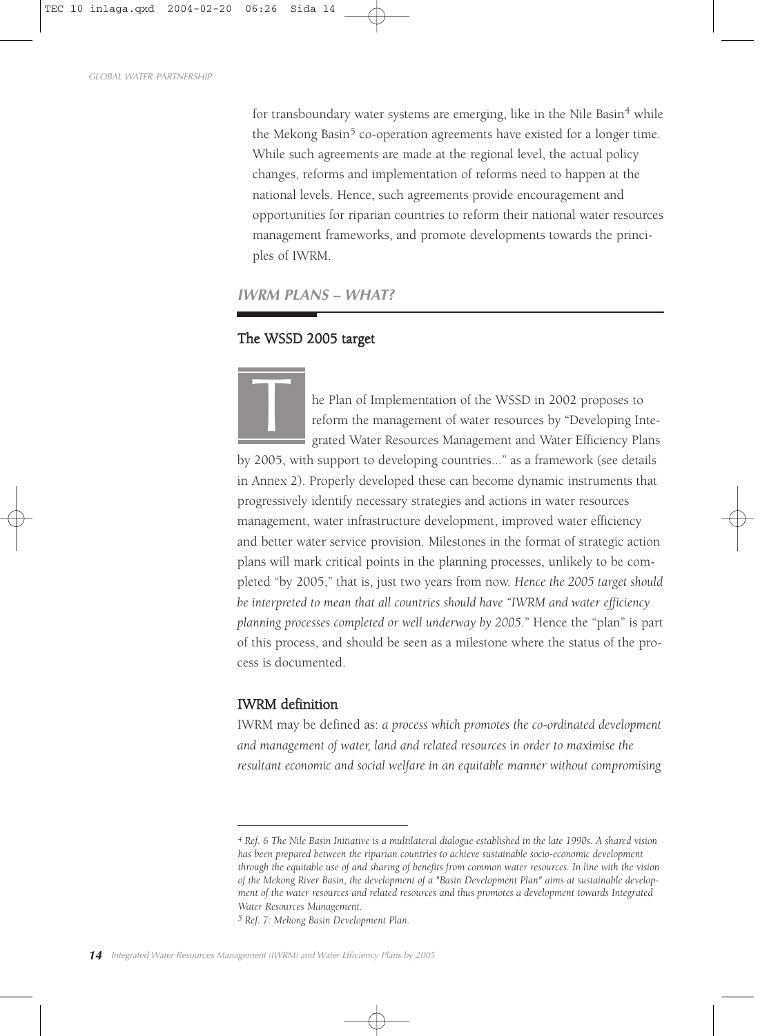for transboundary water systems are emerging, like in the Nile Basin[4] while the Mekong Basin[5] co-operation agreements have existed for a longer time. While such agreements are made at the regional level, the actual policy changes, reforms and implementation of reforms need to happen at the national levels. Hence, such agreements provide encouragement and opportunities for riparian countries to reform their national water resources management frameworks, and promote developments towards the principles of IWRM.

## *IWRM PLANS – WHAT?*

### The WSSD 2005 target

The Plan of Implementation of the WSSD in 2002 proposes to reform the management of water resources by "Developing Integrated Water Resources Management and Water Efficiency Plans by 2005, with support to developing countries..." as a framework (see details in Annex 2). Properly developed these can become dynamic instruments that progressively identify necessary strategies and actions in water resources management, water infrastructure development, improved water efficiency and better water service provision. Milestones in the format of strategic action plans will mark critical points in the planning processes, unlikely to be completed "by 2005," that is, just two years from now. *Hence the 2005 target should be interpreted to mean that all countries should have "IWRM and water efficiency planning processes completed or well underway by 2005."* Hence the "plan" is part of this process, and should be seen as a milestone where the status of the process is documented.

### IWRM definition

IWRM may be defined as: *a process which promotes the co-ordinated development and management of water, land and related resources in order to maximise the resultant economic and social welfare in an equitable manner without compromising*

---

*[4] Ref. 6 The Nile Basin Initiative is a multilateral dialogue established in the late 1990s. A shared vision has been prepared between the riparian countries to achieve sustainable socio-economic development through the equitable use of and sharing of benefits from common water resources. In line with the vision of the Mekong River Basin, the development of a "Basin Development Plan" aims at sustainable development of the water resources and related resources and thus promotes a development towards Integrated Water Resources Management.*

*[5] Ref. 7: Mekong Basin Development Plan.*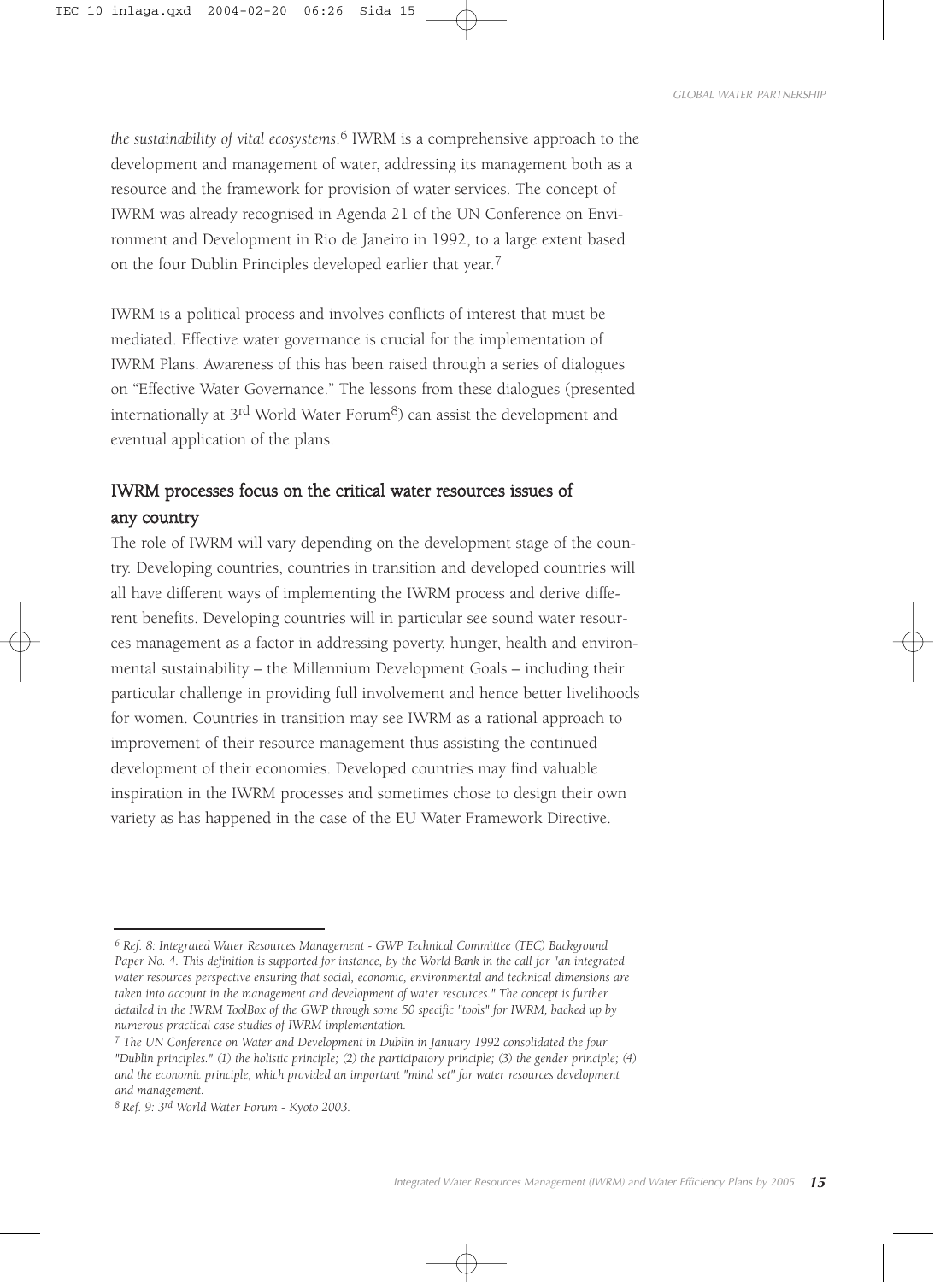*the sustainability of vital ecosystems*.[6] IWRM is a comprehensive approach to the development and management of water, addressing its management both as a resource and the framework for provision of water services. The concept of IWRM was already recognised in Agenda 21 of the UN Conference on Environment and Development in Rio de Janeiro in 1992, to a large extent based on the four Dublin Principles developed earlier that year.[7]

IWRM is a political process and involves conflicts of interest that must be mediated. Effective water governance is crucial for the implementation of IWRM Plans. Awareness of this has been raised through a series of dialogues on "Effective Water Governance." The lessons from these dialogues (presented internationally at 3rd World Water Forum[8]) can assist the development and eventual application of the plans.

## IWRM processes focus on the critical water resources issues of any country

The role of IWRM will vary depending on the development stage of the country. Developing countries, countries in transition and developed countries will all have different ways of implementing the IWRM process and derive different benefits. Developing countries will in particular see sound water resources management as a factor in addressing poverty, hunger, health and environmental sustainability – the Millennium Development Goals – including their particular challenge in providing full involvement and hence better livelihoods for women. Countries in transition may see IWRM as a rational approach to improvement of their resource management thus assisting the continued development of their economies. Developed countries may find valuable inspiration in the IWRM processes and sometimes chose to design their own variety as has happened in the case of the EU Water Framework Directive.

---

[6] *Ref. 8: Integrated Water Resources Management - GWP Technical Committee (TEC) Background Paper No. 4. This definition is supported for instance, by the World Bank in the call for "an integrated water resources perspective ensuring that social, economic, environmental and technical dimensions are taken into account in the management and development of water resources." The concept is further detailed in the IWRM ToolBox of the GWP through some 50 specific "tools" for IWRM, backed up by numerous practical case studies of IWRM implementation.*

[7] *The UN Conference on Water and Development in Dublin in January 1992 consolidated the four "Dublin principles." (1) the holistic principle; (2) the participatory principle; (3) the gender principle; (4) and the economic principle, which provided an important "mind set" for water resources development and management.*

[8] *Ref. 9: 3rd World Water Forum - Kyoto 2003.*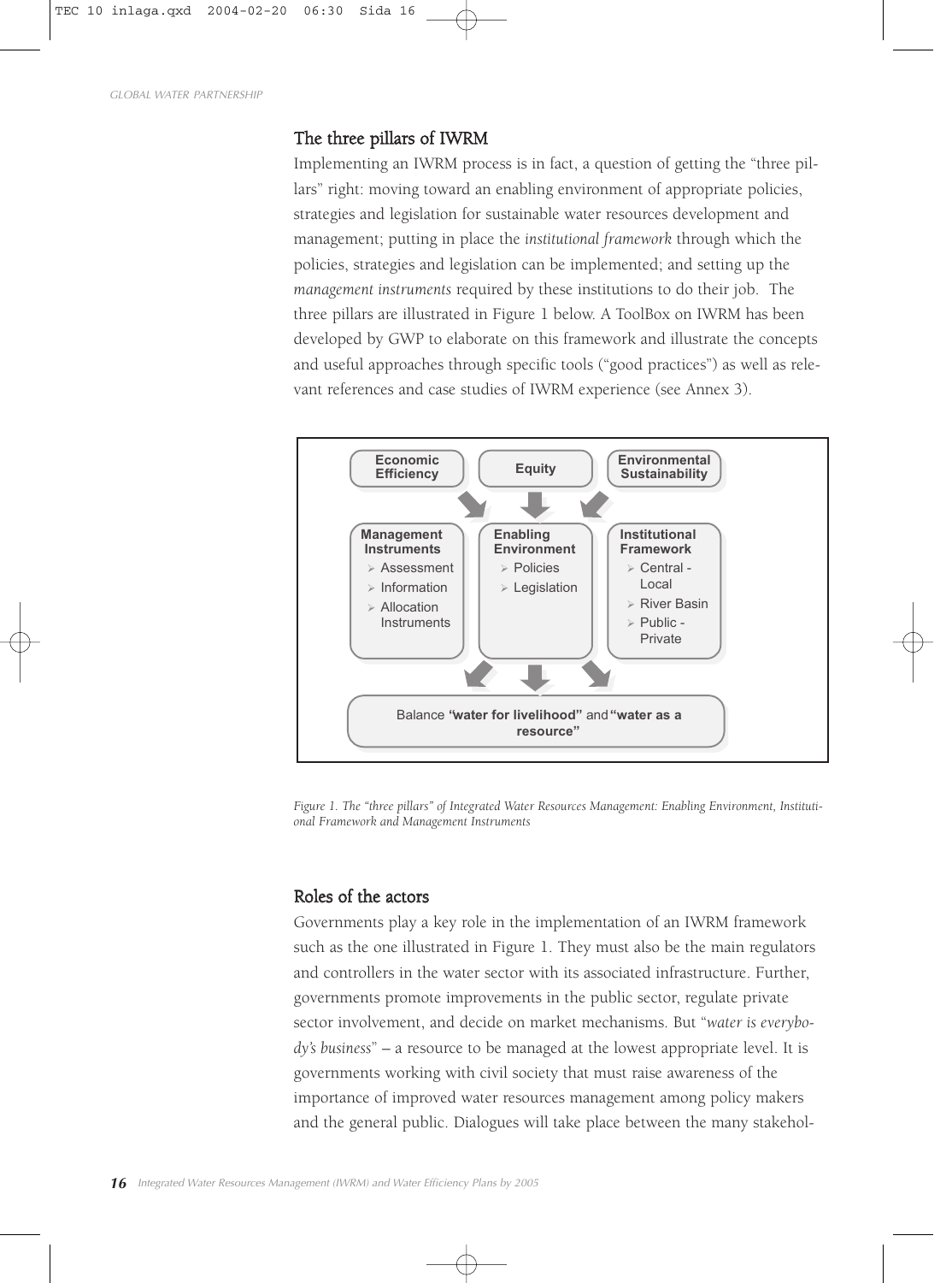## The three pillars of IWRM

Implementing an IWRM process is in fact, a question of getting the "three pillars" right: moving toward an enabling environment of appropriate policies, strategies and legislation for sustainable water resources development and management; putting in place the *institutional framework* through which the policies, strategies and legislation can be implemented; and setting up the *management instruments* required by these institutions to do their job. The three pillars are illustrated in Figure 1 below. A ToolBox on IWRM has been developed by GWP to elaborate on this framework and illustrate the concepts and useful approaches through specific tools ("good practices") as well as relevant references and case studies of IWRM experience (see Annex 3).

**Economic Efficiency** | **Equity** | **Environmental Sustainability**

**Management Instruments**
- Assessment
- Information
- Allocation Instruments

**Enabling Environment**
- Policies
- Legislation

**Institutional Framework**
- Central - Local
- River Basin
- Public - Private

Balance **"water for livelihood"** and **"water as a resource"**

*Figure 1. The "three pillars" of Integrated Water Resources Management: Enabling Environment, Institutional Framework and Management Instruments*

## Roles of the actors

Governments play a key role in the implementation of an IWRM framework such as the one illustrated in Figure 1. They must also be the main regulators and controllers in the water sector with its associated infrastructure. Further, governments promote improvements in the public sector, regulate private sector involvement, and decide on market mechanisms. But "*water is everybody's business*" – a resource to be managed at the lowest appropriate level. It is governments working with civil society that must raise awareness of the importance of improved water resources management among policy makers and the general public. Dialogues will take place between the many stakehol-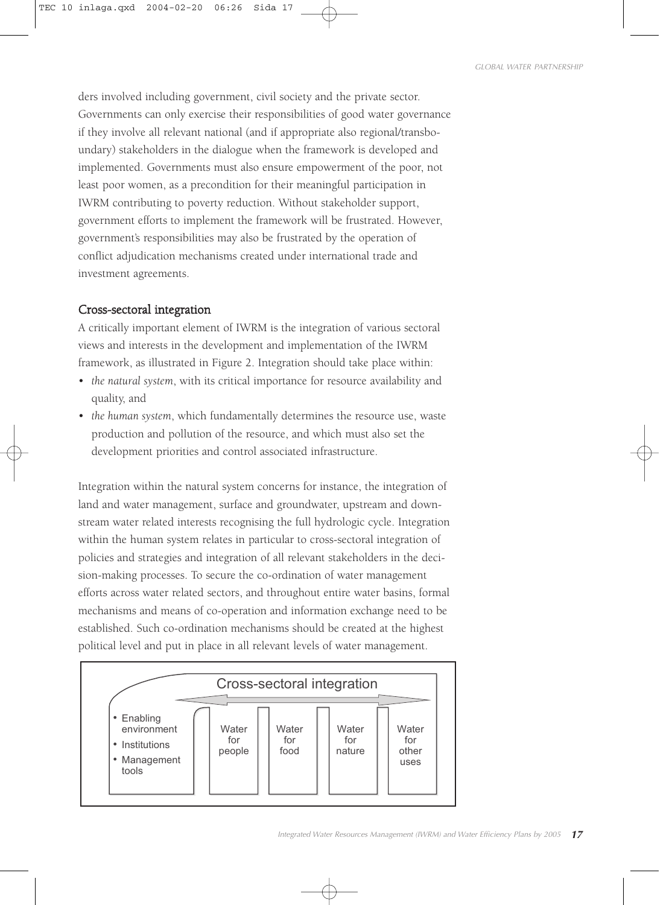ders involved including government, civil society and the private sector. Governments can only exercise their responsibilities of good water governance if they involve all relevant national (and if appropriate also regional/transboundary) stakeholders in the dialogue when the framework is developed and implemented. Governments must also ensure empowerment of the poor, not least poor women, as a precondition for their meaningful participation in IWRM contributing to poverty reduction. Without stakeholder support, government efforts to implement the framework will be frustrated. However, government's responsibilities may also be frustrated by the operation of conflict adjudication mechanisms created under international trade and investment agreements.

## Cross-sectoral integration

A critically important element of IWRM is the integration of various sectoral views and interests in the development and implementation of the IWRM framework, as illustrated in Figure 2. Integration should take place within:

- *the natural system*, with its critical importance for resource availability and quality, and
- *the human system*, which fundamentally determines the resource use, waste production and pollution of the resource, and which must also set the development priorities and control associated infrastructure.

Integration within the natural system concerns for instance, the integration of land and water management, surface and groundwater, upstream and downstream water related interests recognising the full hydrologic cycle. Integration within the human system relates in particular to cross-sectoral integration of policies and strategies and integration of all relevant stakeholders in the decision-making processes. To secure the co-ordination of water management efforts across water related sectors, and throughout entire water basins, formal mechanisms and means of co-operation and information exchange need to be established. Such co-ordination mechanisms should be created at the highest political level and put in place in all relevant levels of water management.

Cross-sectoral integration

- Enabling environment
- Institutions
- Management tools

Water for people | Water for food | Water for nature | Water for other uses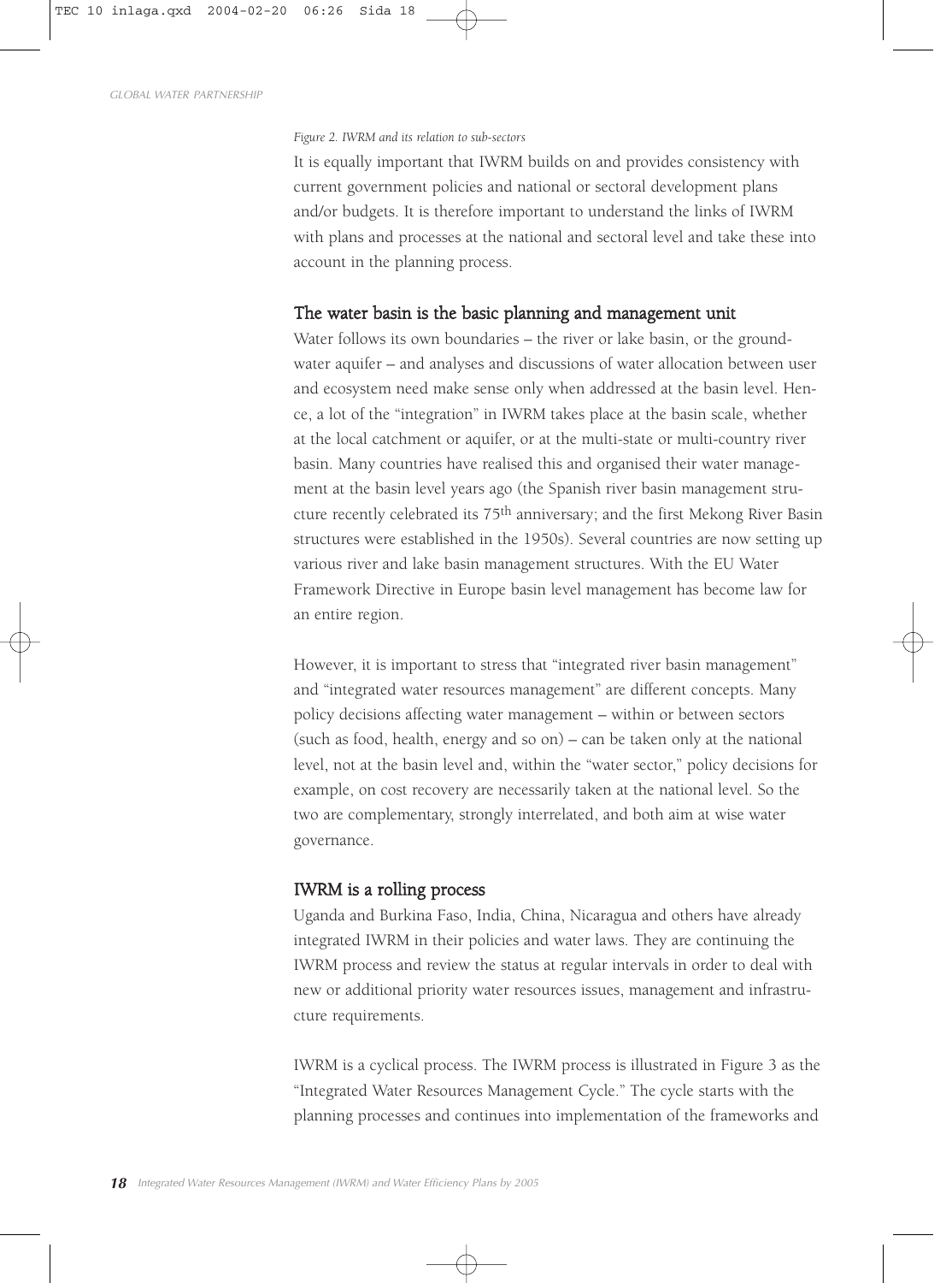*Figure 2. IWRM and its relation to sub-sectors*

It is equally important that IWRM builds on and provides consistency with current government policies and national or sectoral development plans and/or budgets. It is therefore important to understand the links of IWRM with plans and processes at the national and sectoral level and take these into account in the planning process.

## The water basin is the basic planning and management unit

Water follows its own boundaries – the river or lake basin, or the groundwater aquifer – and analyses and discussions of water allocation between user and ecosystem need make sense only when addressed at the basin level. Hence, a lot of the "integration" in IWRM takes place at the basin scale, whether at the local catchment or aquifer, or at the multi-state or multi-country river basin. Many countries have realised this and organised their water management at the basin level years ago (the Spanish river basin management structure recently celebrated its 75th anniversary; and the first Mekong River Basin structures were established in the 1950s). Several countries are now setting up various river and lake basin management structures. With the EU Water Framework Directive in Europe basin level management has become law for an entire region.

However, it is important to stress that "integrated river basin management" and "integrated water resources management" are different concepts. Many policy decisions affecting water management – within or between sectors (such as food, health, energy and so on) – can be taken only at the national level, not at the basin level and, within the "water sector," policy decisions for example, on cost recovery are necessarily taken at the national level. So the two are complementary, strongly interrelated, and both aim at wise water governance.

## IWRM is a rolling process

Uganda and Burkina Faso, India, China, Nicaragua and others have already integrated IWRM in their policies and water laws. They are continuing the IWRM process and review the status at regular intervals in order to deal with new or additional priority water resources issues, management and infrastructure requirements.

IWRM is a cyclical process. The IWRM process is illustrated in Figure 3 as the "Integrated Water Resources Management Cycle." The cycle starts with the planning processes and continues into implementation of the frameworks and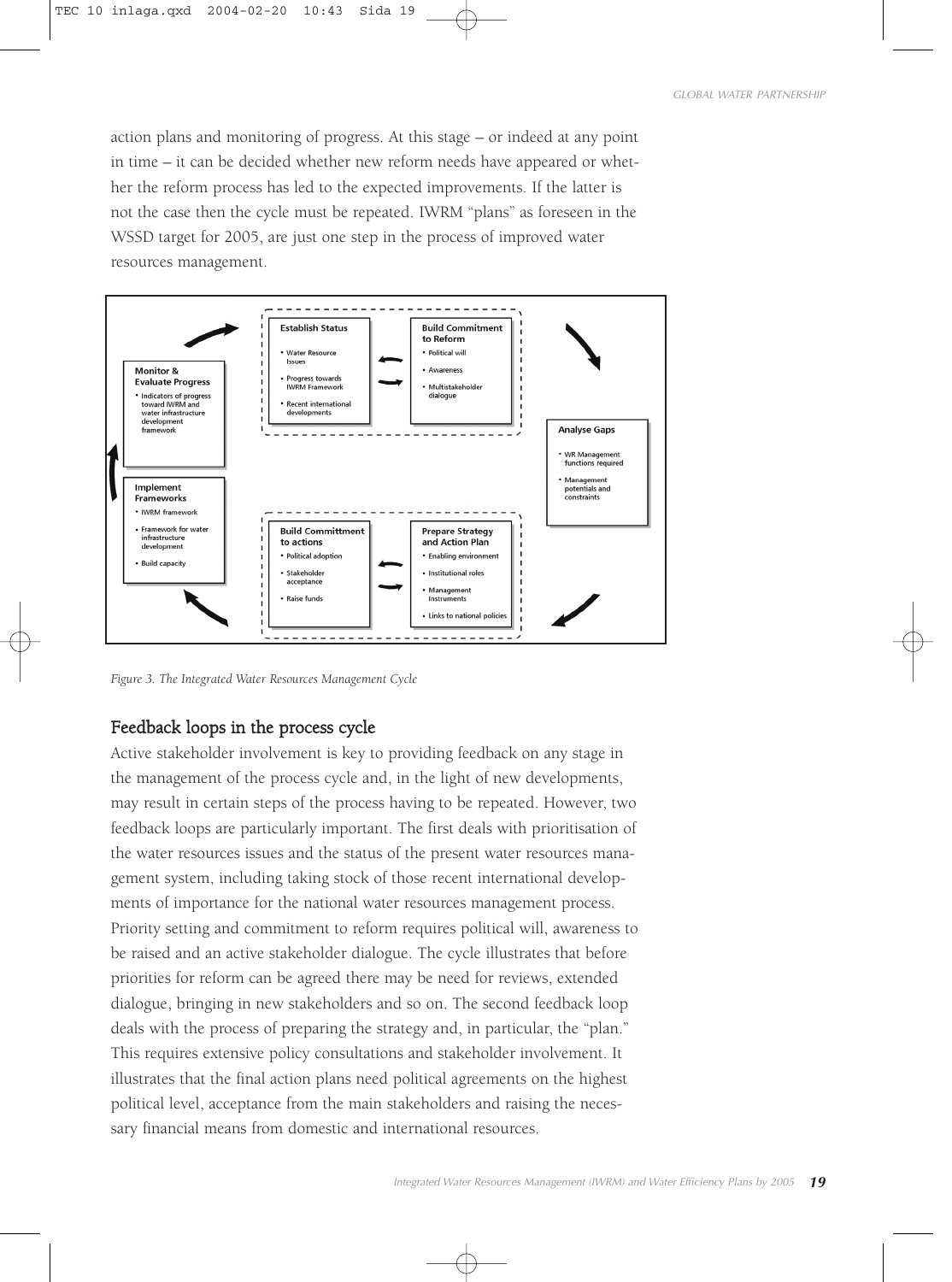action plans and monitoring of progress. At this stage – or indeed at any point in time – it can be decided whether new reform needs have appeared or whether the reform process has led to the expected improvements. If the latter is not the case then the cycle must be repeated. IWRM "plans" as foreseen in the WSSD target for 2005, are just one step in the process of improved water resources management.

**Establish Status**
- Water Resource Issues
- Progress towards IWRM Framework
- Recent international developments

**Build Commitment to Reform**
- Political will
- Awareness
- Multistakeholder dialogue

**Analyse Gaps**
- WR Management functions required
- Management potentials and constraints

**Prepare Strategy and Action Plan**
- Enabling environment
- Institutional roles
- Management Instruments
- Links to national policies

**Build Committment to actions**
- Political adoption
- Stakeholder acceptance
- Raise funds

**Implement Frameworks**
- IWRM framework
- Framework for water infrastructure development
- Build capacity

**Monitor & Evaluate Progress**
- Indicators of progress toward IWRM and water infrastructure development framework

*Figure 3. The Integrated Water Resources Management Cycle*

## Feedback loops in the process cycle

Active stakeholder involvement is key to providing feedback on any stage in the management of the process cycle and, in the light of new developments, may result in certain steps of the process having to be repeated. However, two feedback loops are particularly important. The first deals with prioritisation of the water resources issues and the status of the present water resources management system, including taking stock of those recent international developments of importance for the national water resources management process. Priority setting and commitment to reform requires political will, awareness to be raised and an active stakeholder dialogue. The cycle illustrates that before priorities for reform can be agreed there may be need for reviews, extended dialogue, bringing in new stakeholders and so on. The second feedback loop deals with the process of preparing the strategy and, in particular, the "plan." This requires extensive policy consultations and stakeholder involvement. It illustrates that the final action plans need political agreements on the highest political level, acceptance from the main stakeholders and raising the necessary financial means from domestic and international resources.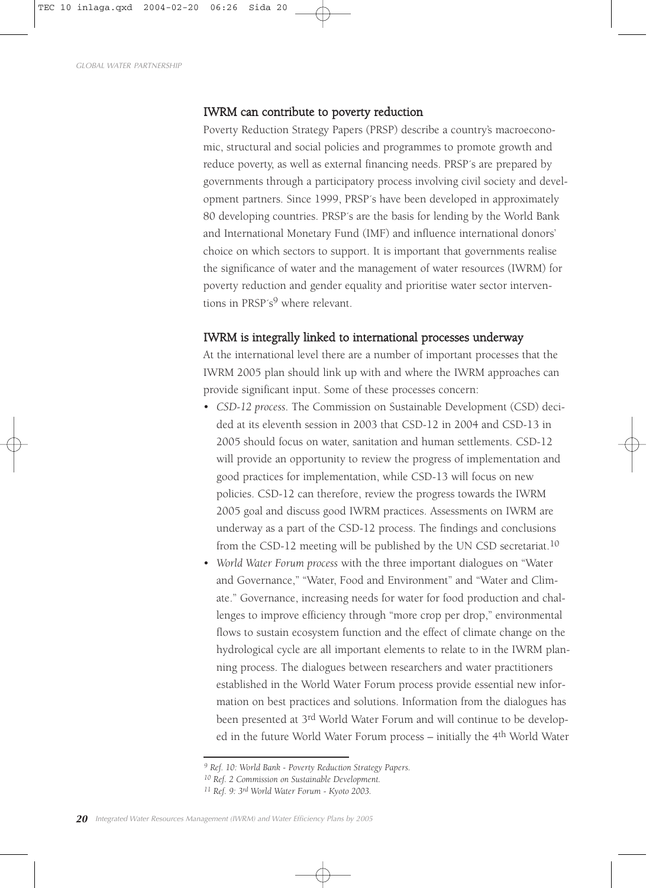## IWRM can contribute to poverty reduction

Poverty Reduction Strategy Papers (PRSP) describe a country's macroeconomic, structural and social policies and programmes to promote growth and reduce poverty, as well as external financing needs. PRSP´s are prepared by governments through a participatory process involving civil society and development partners. Since 1999, PRSP´s have been developed in approximately 80 developing countries. PRSP´s are the basis for lending by the World Bank and International Monetary Fund (IMF) and influence international donors' choice on which sectors to support. It is important that governments realise the significance of water and the management of water resources (IWRM) for poverty reduction and gender equality and prioritise water sector interventions in PRSP´s[9] where relevant.

## IWRM is integrally linked to international processes underway

At the international level there are a number of important processes that the IWRM 2005 plan should link up with and where the IWRM approaches can provide significant input. Some of these processes concern:

- *CSD-12 process.* The Commission on Sustainable Development (CSD) decided at its eleventh session in 2003 that CSD-12 in 2004 and CSD-13 in 2005 should focus on water, sanitation and human settlements. CSD-12 will provide an opportunity to review the progress of implementation and good practices for implementation, while CSD-13 will focus on new policies. CSD-12 can therefore, review the progress towards the IWRM 2005 goal and discuss good IWRM practices. Assessments on IWRM are underway as a part of the CSD-12 process. The findings and conclusions from the CSD-12 meeting will be published by the UN CSD secretariat.[10]
- *World Water Forum process* with the three important dialogues on "Water and Governance," "Water, Food and Environment" and "Water and Climate." Governance, increasing needs for water for food production and challenges to improve efficiency through "more crop per drop," environmental flows to sustain ecosystem function and the effect of climate change on the hydrological cycle are all important elements to relate to in the IWRM planning process. The dialogues between researchers and water practitioners established in the World Water Forum process provide essential new information on best practices and solutions. Information from the dialogues has been presented at 3rd World Water Forum and will continue to be developed in the future World Water Forum process – initially the 4th World Water

---

[9] *Ref. 10: World Bank - Poverty Reduction Strategy Papers.*

[10] *Ref. 2 Commission on Sustainable Development.*

[11] *Ref. 9: 3rd World Water Forum - Kyoto 2003.*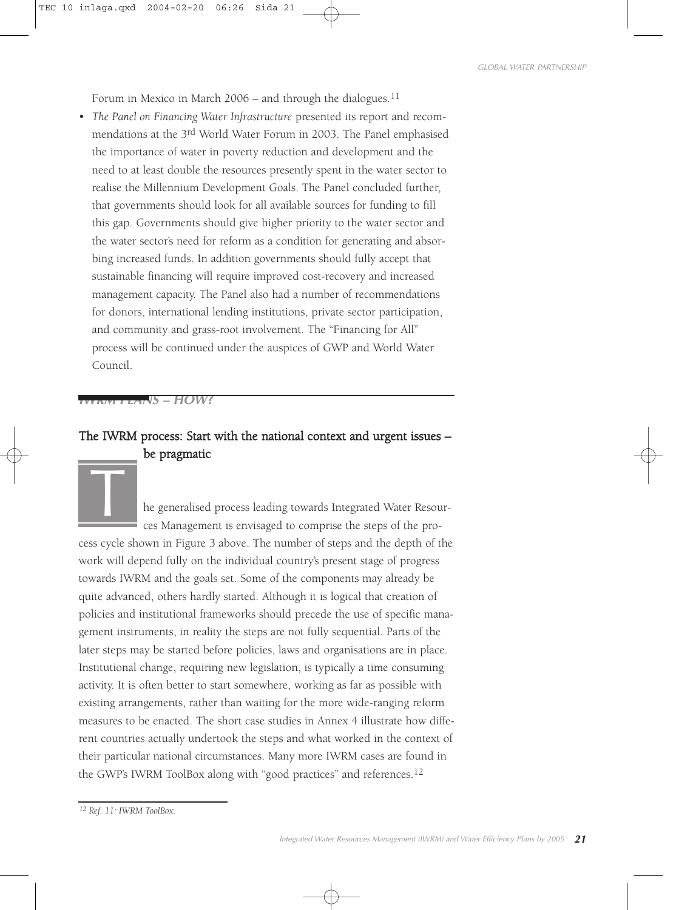Forum in Mexico in March 2006 – and through the dialogues.[11]

- *The Panel on Financing Water Infrastructure* presented its report and recommendations at the 3rd World Water Forum in 2003. The Panel emphasised the importance of water in poverty reduction and development and the need to at least double the resources presently spent in the water sector to realise the Millennium Development Goals. The Panel concluded further, that governments should look for all available sources for funding to fill this gap. Governments should give higher priority to the water sector and the water sector's need for reform as a condition for generating and absorbing increased funds. In addition governments should fully accept that sustainable financing will require improved cost-recovery and increased management capacity. The Panel also had a number of recommendations for donors, international lending institutions, private sector participation, and community and grass-root involvement. The "Financing for All" process will be continued under the auspices of GWP and World Water Council.

## IWRM PLANS – HOW?

### The IWRM process: Start with the national context and urgent issues – be pragmatic

The generalised process leading towards Integrated Water Resources Management is envisaged to comprise the steps of the process cycle shown in Figure 3 above. The number of steps and the depth of the work will depend fully on the individual country's present stage of progress towards IWRM and the goals set. Some of the components may already be quite advanced, others hardly started. Although it is logical that creation of policies and institutional frameworks should precede the use of specific management instruments, in reality the steps are not fully sequential. Parts of the later steps may be started before policies, laws and organisations are in place. Institutional change, requiring new legislation, is typically a time consuming activity. It is often better to start somewhere, working as far as possible with existing arrangements, rather than waiting for the more wide-ranging reform measures to be enacted. The short case studies in Annex 4 illustrate how different countries actually undertook the steps and what worked in the context of their particular national circumstances. Many more IWRM cases are found in the GWP's IWRM ToolBox along with "good practices" and references.[12]

---

[12] *Ref. 11: IWRM ToolBox.*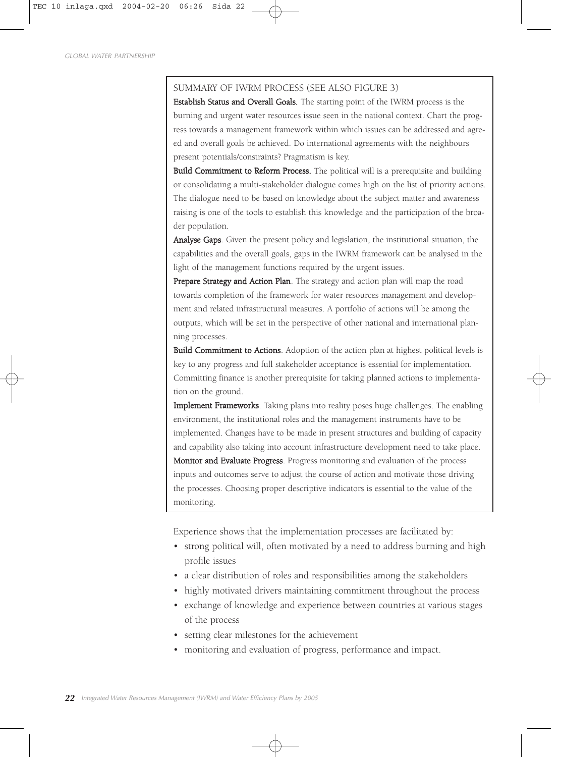## SUMMARY OF IWRM PROCESS (SEE ALSO FIGURE 3)

**Establish Status and Overall Goals.** The starting point of the IWRM process is the burning and urgent water resources issue seen in the national context. Chart the progress towards a management framework within which issues can be addressed and agreed and overall goals be achieved. Do international agreements with the neighbours present potentials/constraints? Pragmatism is key.

**Build Commitment to Reform Process.** The political will is a prerequisite and building or consolidating a multi-stakeholder dialogue comes high on the list of priority actions. The dialogue need to be based on knowledge about the subject matter and awareness raising is one of the tools to establish this knowledge and the participation of the broader population.

**Analyse Gaps**. Given the present policy and legislation, the institutional situation, the capabilities and the overall goals, gaps in the IWRM framework can be analysed in the light of the management functions required by the urgent issues.

**Prepare Strategy and Action Plan**. The strategy and action plan will map the road towards completion of the framework for water resources management and development and related infrastructural measures. A portfolio of actions will be among the outputs, which will be set in the perspective of other national and international planning processes.

**Build Commitment to Actions**. Adoption of the action plan at highest political levels is key to any progress and full stakeholder acceptance is essential for implementation. Committing finance is another prerequisite for taking planned actions to implementation on the ground.

**Implement Frameworks**. Taking plans into reality poses huge challenges. The enabling environment, the institutional roles and the management instruments have to be implemented. Changes have to be made in present structures and building of capacity and capability also taking into account infrastructure development need to take place.

**Monitor and Evaluate Progress**. Progress monitoring and evaluation of the process inputs and outcomes serve to adjust the course of action and motivate those driving the processes. Choosing proper descriptive indicators is essential to the value of the monitoring.

Experience shows that the implementation processes are facilitated by:

- strong political will, often motivated by a need to address burning and high profile issues
- a clear distribution of roles and responsibilities among the stakeholders
- highly motivated drivers maintaining commitment throughout the process
- exchange of knowledge and experience between countries at various stages of the process
- setting clear milestones for the achievement
- monitoring and evaluation of progress, performance and impact.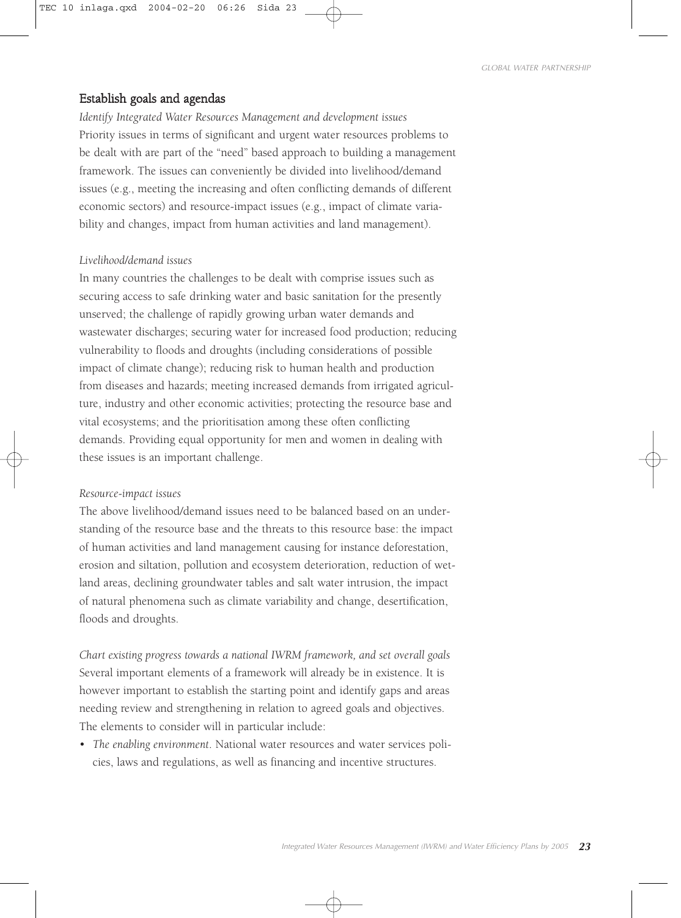## Establish goals and agendas

*Identify Integrated Water Resources Management and development issues*

Priority issues in terms of significant and urgent water resources problems to be dealt with are part of the "need" based approach to building a management framework. The issues can conveniently be divided into livelihood/demand issues (e.g., meeting the increasing and often conflicting demands of different economic sectors) and resource-impact issues (e.g., impact of climate variability and changes, impact from human activities and land management).

*Livelihood/demand issues*

In many countries the challenges to be dealt with comprise issues such as securing access to safe drinking water and basic sanitation for the presently unserved; the challenge of rapidly growing urban water demands and wastewater discharges; securing water for increased food production; reducing vulnerability to floods and droughts (including considerations of possible impact of climate change); reducing risk to human health and production from diseases and hazards; meeting increased demands from irrigated agriculture, industry and other economic activities; protecting the resource base and vital ecosystems; and the prioritisation among these often conflicting demands. Providing equal opportunity for men and women in dealing with these issues is an important challenge.

*Resource-impact issues*

The above livelihood/demand issues need to be balanced based on an understanding of the resource base and the threats to this resource base: the impact of human activities and land management causing for instance deforestation, erosion and siltation, pollution and ecosystem deterioration, reduction of wetland areas, declining groundwater tables and salt water intrusion, the impact of natural phenomena such as climate variability and change, desertification, floods and droughts.

*Chart existing progress towards a national IWRM framework, and set overall goals*

Several important elements of a framework will already be in existence. It is however important to establish the starting point and identify gaps and areas needing review and strengthening in relation to agreed goals and objectives. The elements to consider will in particular include:

- *The enabling environment*. National water resources and water services policies, laws and regulations, as well as financing and incentive structures.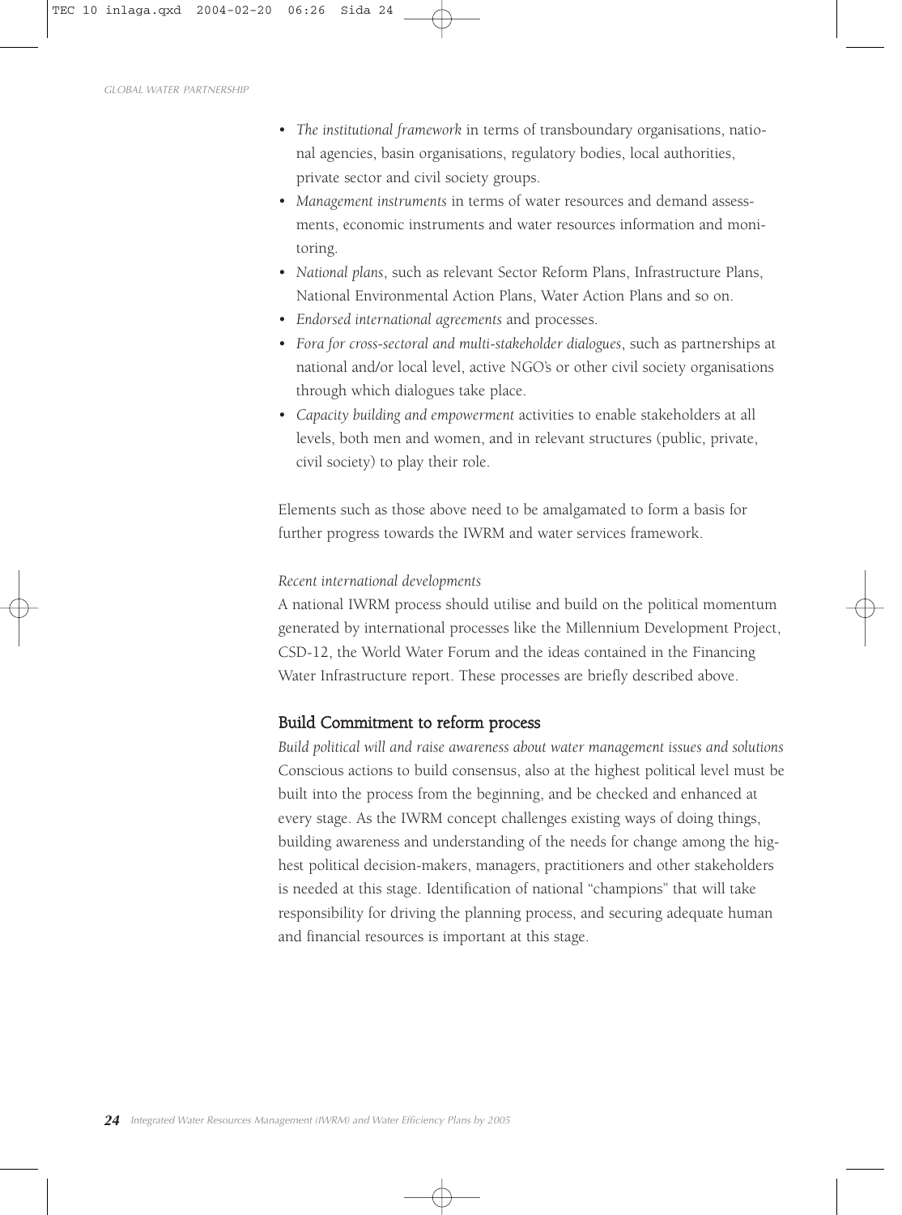- *The institutional framework* in terms of transboundary organisations, national agencies, basin organisations, regulatory bodies, local authorities, private sector and civil society groups.
- *Management instruments* in terms of water resources and demand assessments, economic instruments and water resources information and monitoring.
- *National plans*, such as relevant Sector Reform Plans, Infrastructure Plans, National Environmental Action Plans, Water Action Plans and so on.
- *Endorsed international agreements* and processes.
- *Fora for cross-sectoral and multi-stakeholder dialogues*, such as partnerships at national and/or local level, active NGO's or other civil society organisations through which dialogues take place.
- *Capacity building and empowerment* activities to enable stakeholders at all levels, both men and women, and in relevant structures (public, private, civil society) to play their role.

Elements such as those above need to be amalgamated to form a basis for further progress towards the IWRM and water services framework.

*Recent international developments*

A national IWRM process should utilise and build on the political momentum generated by international processes like the Millennium Development Project, CSD-12, the World Water Forum and the ideas contained in the Financing Water Infrastructure report. These processes are briefly described above.

## Build Commitment to reform process

*Build political will and raise awareness about water management issues and solutions*

Conscious actions to build consensus, also at the highest political level must be built into the process from the beginning, and be checked and enhanced at every stage. As the IWRM concept challenges existing ways of doing things, building awareness and understanding of the needs for change among the highest political decision-makers, managers, practitioners and other stakeholders is needed at this stage. Identification of national "champions" that will take responsibility for driving the planning process, and securing adequate human and financial resources is important at this stage.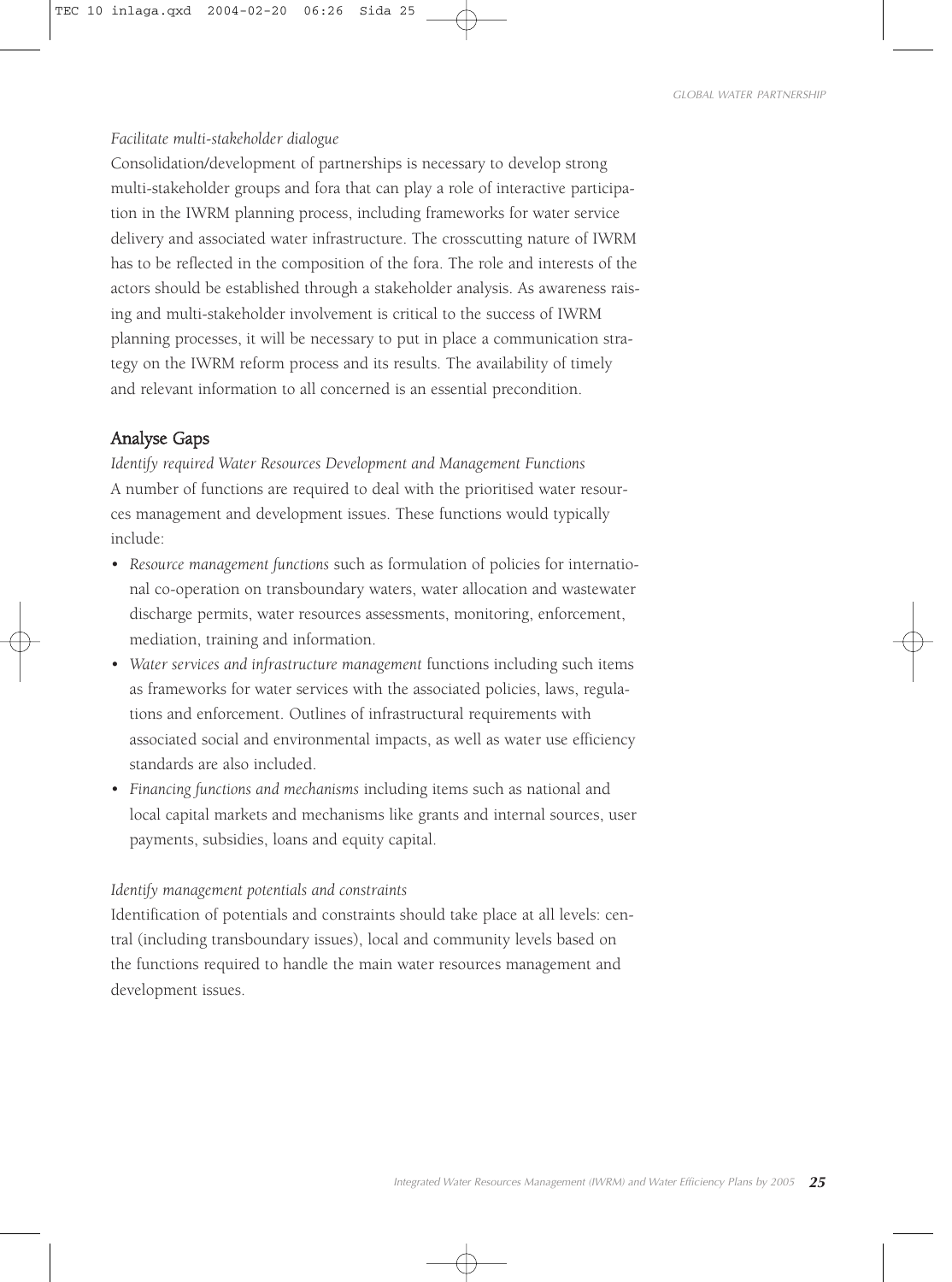*Facilitate multi-stakeholder dialogue*

Consolidation/development of partnerships is necessary to develop strong multi-stakeholder groups and fora that can play a role of interactive participation in the IWRM planning process, including frameworks for water service delivery and associated water infrastructure. The crosscutting nature of IWRM has to be reflected in the composition of the fora. The role and interests of the actors should be established through a stakeholder analysis. As awareness raising and multi-stakeholder involvement is critical to the success of IWRM planning processes, it will be necessary to put in place a communication strategy on the IWRM reform process and its results. The availability of timely and relevant information to all concerned is an essential precondition.

## Analyse Gaps

*Identify required Water Resources Development and Management Functions*

A number of functions are required to deal with the prioritised water resources management and development issues. These functions would typically include:

- *Resource management functions* such as formulation of policies for international co-operation on transboundary waters, water allocation and wastewater discharge permits, water resources assessments, monitoring, enforcement, mediation, training and information.
- *Water services and infrastructure management* functions including such items as frameworks for water services with the associated policies, laws, regulations and enforcement. Outlines of infrastructural requirements with associated social and environmental impacts, as well as water use efficiency standards are also included.
- *Financing functions and mechanisms* including items such as national and local capital markets and mechanisms like grants and internal sources, user payments, subsidies, loans and equity capital.

*Identify management potentials and constraints*

Identification of potentials and constraints should take place at all levels: central (including transboundary issues), local and community levels based on the functions required to handle the main water resources management and development issues.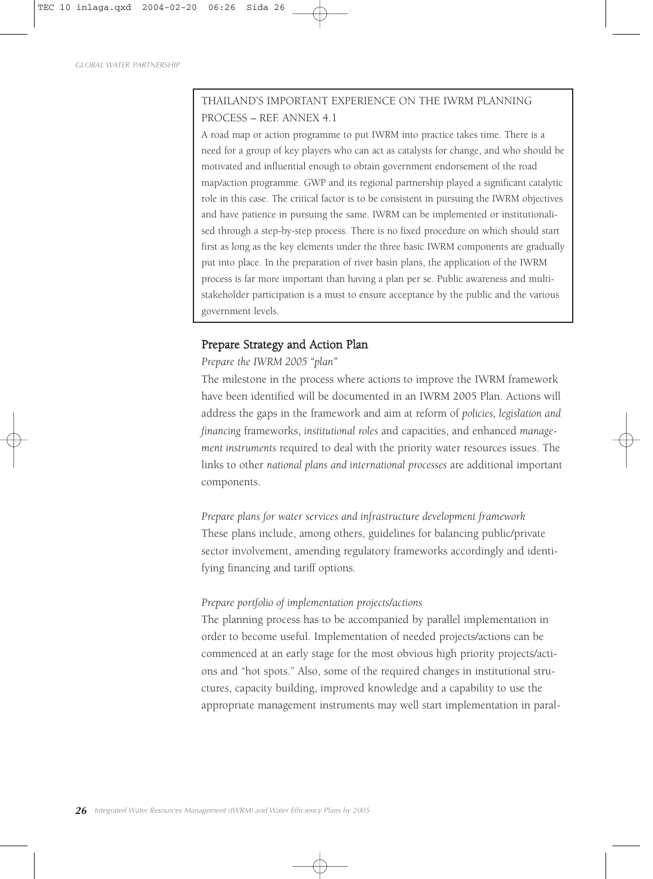> **THAILAND'S IMPORTANT EXPERIENCE ON THE IWRM PLANNING PROCESS – REF. ANNEX 4.1**
>
> A road map or action programme to put IWRM into practice takes time. There is a need for a group of key players who can act as catalysts for change, and who should be motivated and influential enough to obtain government endorsement of the road map/action programme. GWP and its regional partnership played a significant catalytic role in this case. The critical factor is to be consistent in pursuing the IWRM objectives and have patience in pursuing the same. IWRM can be implemented or institutionalised through a step-by-step process. There is no fixed procedure on which should start first as long as the key elements under the three basic IWRM components are gradually put into place. In the preparation of river basin plans, the application of the IWRM process is far more important than having a plan per se. Public awareness and multi-stakeholder participation is a must to ensure acceptance by the public and the various government levels.

## Prepare Strategy and Action Plan

*Prepare the IWRM 2005 "plan"*

The milestone in the process where actions to improve the IWRM framework have been identified will be documented in an IWRM 2005 Plan. Actions will address the gaps in the framework and aim at reform of *policies, legislation and financing* frameworks, *institutional roles* and capacities, and enhanced *management instruments* required to deal with the priority water resources issues. The links to other *national plans and international processes* are additional important components.

*Prepare plans for water services and infrastructure development framework*

These plans include, among others, guidelines for balancing public/private sector involvement, amending regulatory frameworks accordingly and identifying financing and tariff options.

*Prepare portfolio of implementation projects/actions*

The planning process has to be accompanied by parallel implementation in order to become useful. Implementation of needed projects/actions can be commenced at an early stage for the most obvious high priority projects/actions and "hot spots." Also, some of the required changes in institutional structures, capacity building, improved knowledge and a capability to use the appropriate management instruments may well start implementation in paral-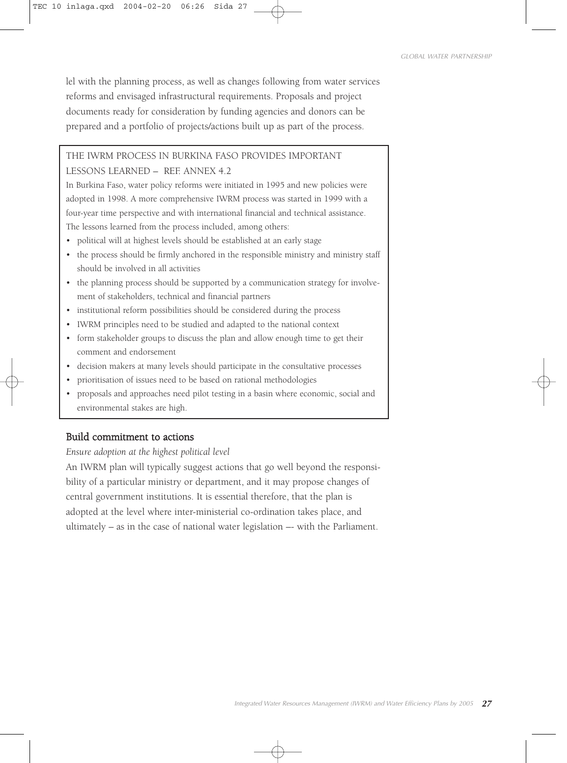lel with the planning process, as well as changes following from water services reforms and envisaged infrastructural requirements. Proposals and project documents ready for consideration by funding agencies and donors can be prepared and a portfolio of projects/actions built up as part of the process.

> THE IWRM PROCESS IN BURKINA FASO PROVIDES IMPORTANT LESSONS LEARNED – REF. ANNEX 4.2
>
> In Burkina Faso, water policy reforms were initiated in 1995 and new policies were adopted in 1998. A more comprehensive IWRM process was started in 1999 with a four-year time perspective and with international financial and technical assistance. The lessons learned from the process included, among others:
>
> - political will at highest levels should be established at an early stage
> - the process should be firmly anchored in the responsible ministry and ministry staff should be involved in all activities
> - the planning process should be supported by a communication strategy for involvement of stakeholders, technical and financial partners
> - institutional reform possibilities should be considered during the process
> - IWRM principles need to be studied and adapted to the national context
> - form stakeholder groups to discuss the plan and allow enough time to get their comment and endorsement
> - decision makers at many levels should participate in the consultative processes
> - prioritisation of issues need to be based on rational methodologies
> - proposals and approaches need pilot testing in a basin where economic, social and environmental stakes are high.

## Build commitment to actions

*Ensure adoption at the highest political level*

An IWRM plan will typically suggest actions that go well beyond the responsibility of a particular ministry or department, and it may propose changes of central government institutions. It is essential therefore, that the plan is adopted at the level where inter-ministerial co-ordination takes place, and ultimately – as in the case of national water legislation –- with the Parliament.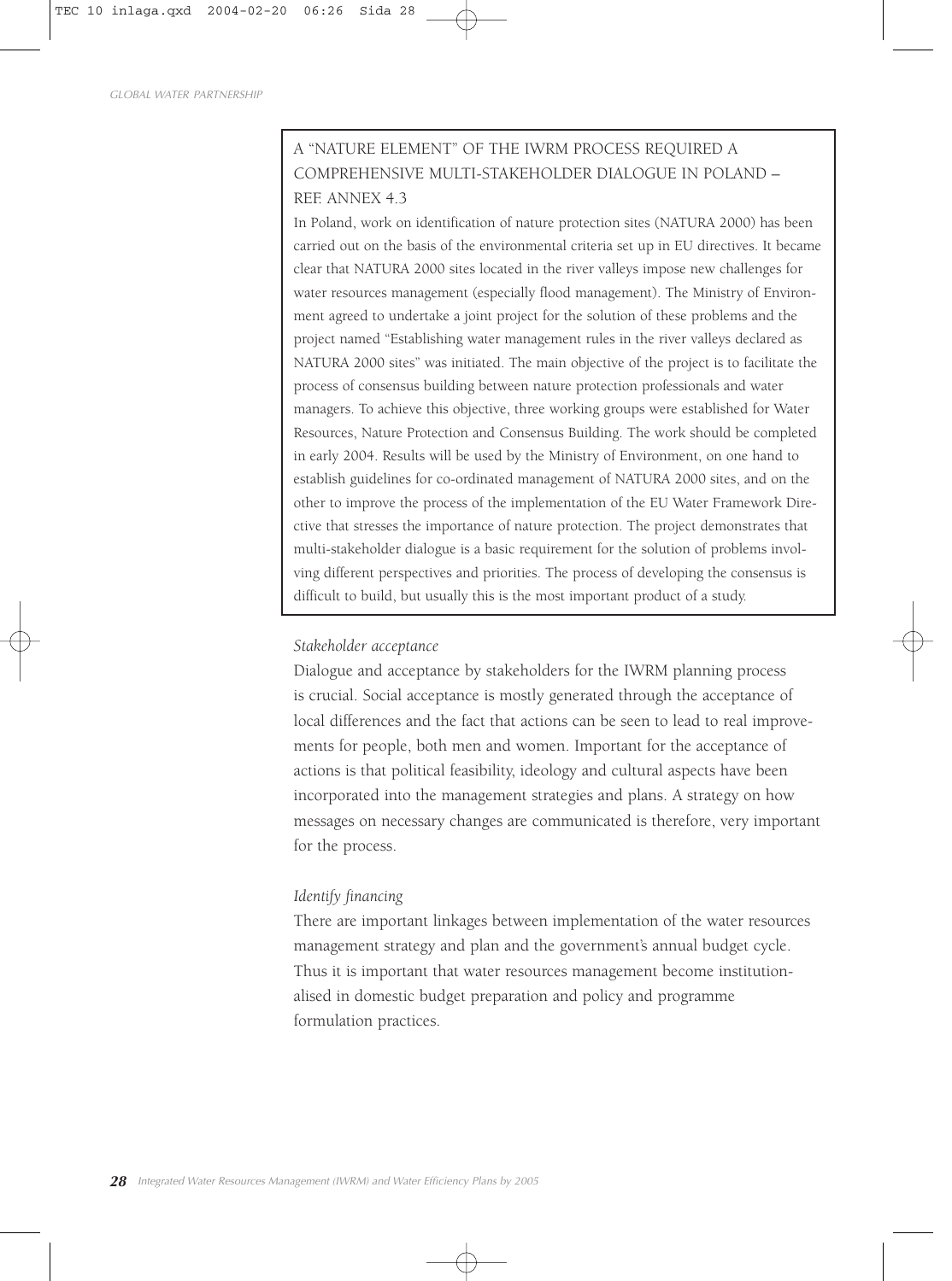## A "NATURE ELEMENT" OF THE IWRM PROCESS REQUIRED A COMPREHENSIVE MULTI-STAKEHOLDER DIALOGUE IN POLAND – REF. ANNEX 4.3

In Poland, work on identification of nature protection sites (NATURA 2000) has been carried out on the basis of the environmental criteria set up in EU directives. It became clear that NATURA 2000 sites located in the river valleys impose new challenges for water resources management (especially flood management). The Ministry of Environment agreed to undertake a joint project for the solution of these problems and the project named "Establishing water management rules in the river valleys declared as NATURA 2000 sites" was initiated. The main objective of the project is to facilitate the process of consensus building between nature protection professionals and water managers. To achieve this objective, three working groups were established for Water Resources, Nature Protection and Consensus Building. The work should be completed in early 2004. Results will be used by the Ministry of Environment, on one hand to establish guidelines for co-ordinated management of NATURA 2000 sites, and on the other to improve the process of the implementation of the EU Water Framework Directive that stresses the importance of nature protection. The project demonstrates that multi-stakeholder dialogue is a basic requirement for the solution of problems involving different perspectives and priorities. The process of developing the consensus is difficult to build, but usually this is the most important product of a study.

*Stakeholder acceptance*

Dialogue and acceptance by stakeholders for the IWRM planning process is crucial. Social acceptance is mostly generated through the acceptance of local differences and the fact that actions can be seen to lead to real improvements for people, both men and women. Important for the acceptance of actions is that political feasibility, ideology and cultural aspects have been incorporated into the management strategies and plans. A strategy on how messages on necessary changes are communicated is therefore, very important for the process.

*Identify financing*

There are important linkages between implementation of the water resources management strategy and plan and the government's annual budget cycle. Thus it is important that water resources management become institutionalised in domestic budget preparation and policy and programme formulation practices.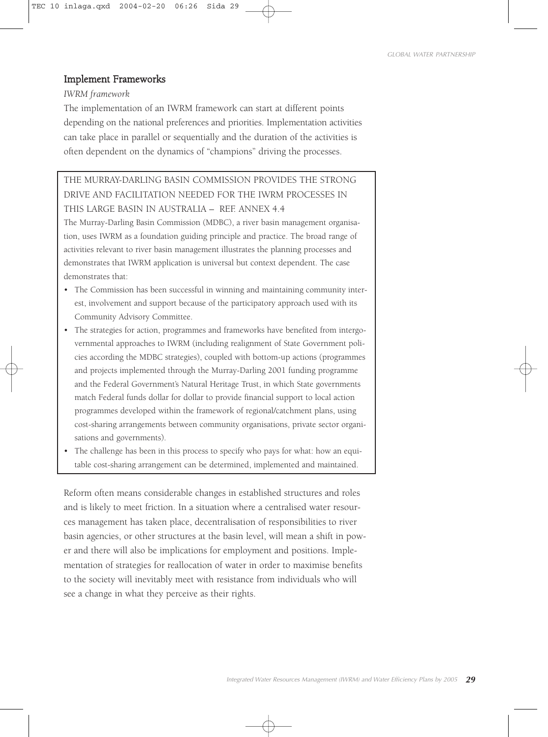## Implement Frameworks

*IWRM framework*

The implementation of an IWRM framework can start at different points depending on the national preferences and priorities. Implementation activities can take place in parallel or sequentially and the duration of the activities is often dependent on the dynamics of "champions" driving the processes.

> THE MURRAY-DARLING BASIN COMMISSION PROVIDES THE STRONG DRIVE AND FACILITATION NEEDED FOR THE IWRM PROCESSES IN THIS LARGE BASIN IN AUSTRALIA – REF. ANNEX 4.4
>
> The Murray-Darling Basin Commission (MDBC), a river basin management organisation, uses IWRM as a foundation guiding principle and practice. The broad range of activities relevant to river basin management illustrates the planning processes and demonstrates that IWRM application is universal but context dependent. The case demonstrates that:
>
> - The Commission has been successful in winning and maintaining community interest, involvement and support because of the participatory approach used with its Community Advisory Committee.
> - The strategies for action, programmes and frameworks have benefited from intergovernmental approaches to IWRM (including realignment of State Government policies according the MDBC strategies), coupled with bottom-up actions (programmes and projects implemented through the Murray-Darling 2001 funding programme and the Federal Government's Natural Heritage Trust, in which State governments match Federal funds dollar for dollar to provide financial support to local action programmes developed within the framework of regional/catchment plans, using cost-sharing arrangements between community organisations, private sector organisations and governments).
> - The challenge has been in this process to specify who pays for what: how an equitable cost-sharing arrangement can be determined, implemented and maintained.

Reform often means considerable changes in established structures and roles and is likely to meet friction. In a situation where a centralised water resources management has taken place, decentralisation of responsibilities to river basin agencies, or other structures at the basin level, will mean a shift in power and there will also be implications for employment and positions. Implementation of strategies for reallocation of water in order to maximise benefits to the society will inevitably meet with resistance from individuals who will see a change in what they perceive as their rights.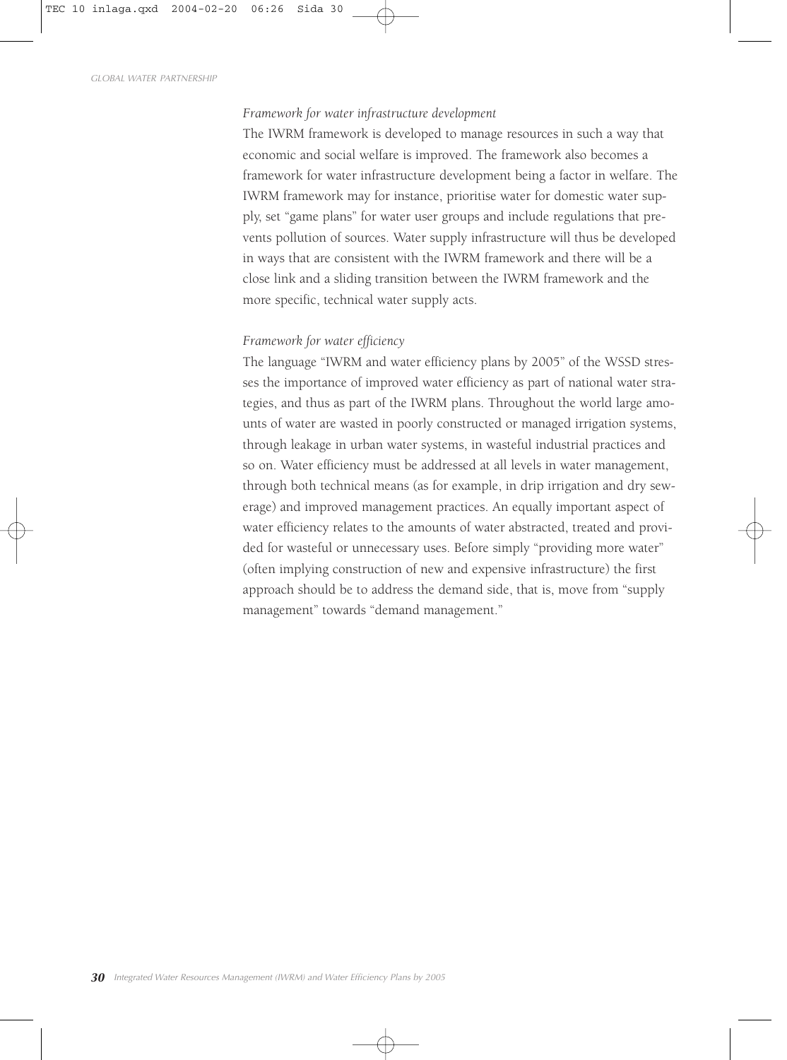*Framework for water infrastructure development*

The IWRM framework is developed to manage resources in such a way that economic and social welfare is improved. The framework also becomes a framework for water infrastructure development being a factor in welfare. The IWRM framework may for instance, prioritise water for domestic water supply, set "game plans" for water user groups and include regulations that prevents pollution of sources. Water supply infrastructure will thus be developed in ways that are consistent with the IWRM framework and there will be a close link and a sliding transition between the IWRM framework and the more specific, technical water supply acts.

*Framework for water efficiency*

The language "IWRM and water efficiency plans by 2005" of the WSSD stresses the importance of improved water efficiency as part of national water strategies, and thus as part of the IWRM plans. Throughout the world large amounts of water are wasted in poorly constructed or managed irrigation systems, through leakage in urban water systems, in wasteful industrial practices and so on. Water efficiency must be addressed at all levels in water management, through both technical means (as for example, in drip irrigation and dry sewerage) and improved management practices. An equally important aspect of water efficiency relates to the amounts of water abstracted, treated and provided for wasteful or unnecessary uses. Before simply "providing more water" (often implying construction of new and expensive infrastructure) the first approach should be to address the demand side, that is, move from "supply management" towards "demand management."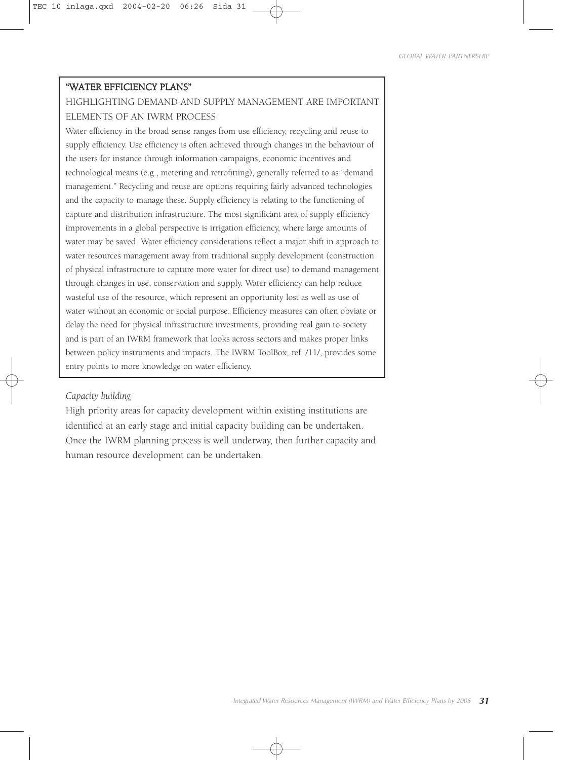### "WATER EFFICIENCY PLANS"

HIGHLIGHTING DEMAND AND SUPPLY MANAGEMENT ARE IMPORTANT ELEMENTS OF AN IWRM PROCESS

Water efficiency in the broad sense ranges from use efficiency, recycling and reuse to supply efficiency. Use efficiency is often achieved through changes in the behaviour of the users for instance through information campaigns, economic incentives and technological means (e.g., metering and retrofitting), generally referred to as "demand management." Recycling and reuse are options requiring fairly advanced technologies and the capacity to manage these. Supply efficiency is relating to the functioning of capture and distribution infrastructure. The most significant area of supply efficiency improvements in a global perspective is irrigation efficiency, where large amounts of water may be saved. Water efficiency considerations reflect a major shift in approach to water resources management away from traditional supply development (construction of physical infrastructure to capture more water for direct use) to demand management through changes in use, conservation and supply. Water efficiency can help reduce wasteful use of the resource, which represent an opportunity lost as well as use of water without an economic or social purpose. Efficiency measures can often obviate or delay the need for physical infrastructure investments, providing real gain to society and is part of an IWRM framework that looks across sectors and makes proper links between policy instruments and impacts. The IWRM ToolBox, ref. /11/, provides some entry points to more knowledge on water efficiency.

*Capacity building*

High priority areas for capacity development within existing institutions are identified at an early stage and initial capacity building can be undertaken. Once the IWRM planning process is well underway, then further capacity and human resource development can be undertaken.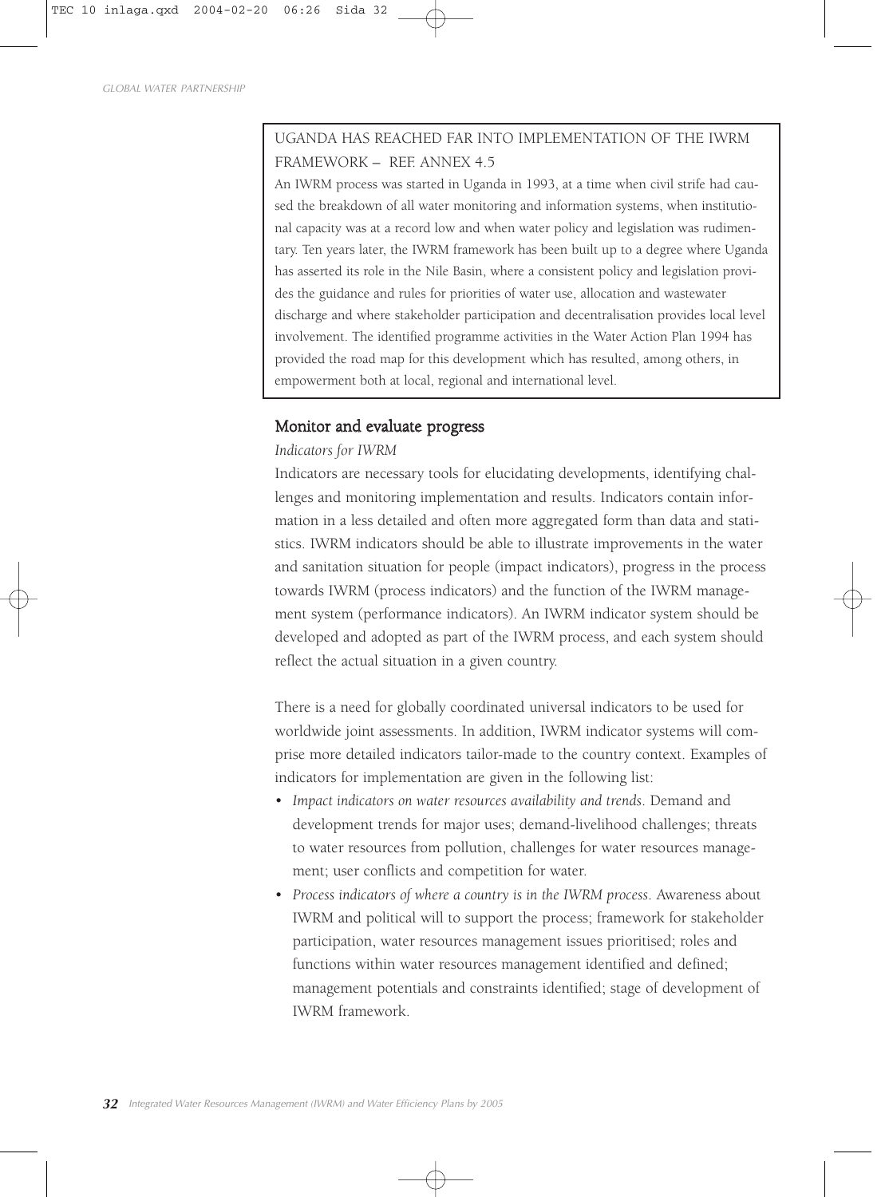UGANDA HAS REACHED FAR INTO IMPLEMENTATION OF THE IWRM FRAMEWORK – REF. ANNEX 4.5

An IWRM process was started in Uganda in 1993, at a time when civil strife had caused the breakdown of all water monitoring and information systems, when institutional capacity was at a record low and when water policy and legislation was rudimentary. Ten years later, the IWRM framework has been built up to a degree where Uganda has asserted its role in the Nile Basin, where a consistent policy and legislation provides the guidance and rules for priorities of water use, allocation and wastewater discharge and where stakeholder participation and decentralisation provides local level involvement. The identified programme activities in the Water Action Plan 1994 has provided the road map for this development which has resulted, among others, in empowerment both at local, regional and international level.

## Monitor and evaluate progress

*Indicators for IWRM*

Indicators are necessary tools for elucidating developments, identifying challenges and monitoring implementation and results. Indicators contain information in a less detailed and often more aggregated form than data and statistics. IWRM indicators should be able to illustrate improvements in the water and sanitation situation for people (impact indicators), progress in the process towards IWRM (process indicators) and the function of the IWRM management system (performance indicators). An IWRM indicator system should be developed and adopted as part of the IWRM process, and each system should reflect the actual situation in a given country.

There is a need for globally coordinated universal indicators to be used for worldwide joint assessments. In addition, IWRM indicator systems will comprise more detailed indicators tailor-made to the country context. Examples of indicators for implementation are given in the following list:

- *Impact indicators on water resources availability and trends*. Demand and development trends for major uses; demand-livelihood challenges; threats to water resources from pollution, challenges for water resources management; user conflicts and competition for water.
- *Process indicators of where a country is in the IWRM process*. Awareness about IWRM and political will to support the process; framework for stakeholder participation, water resources management issues prioritised; roles and functions within water resources management identified and defined; management potentials and constraints identified; stage of development of IWRM framework.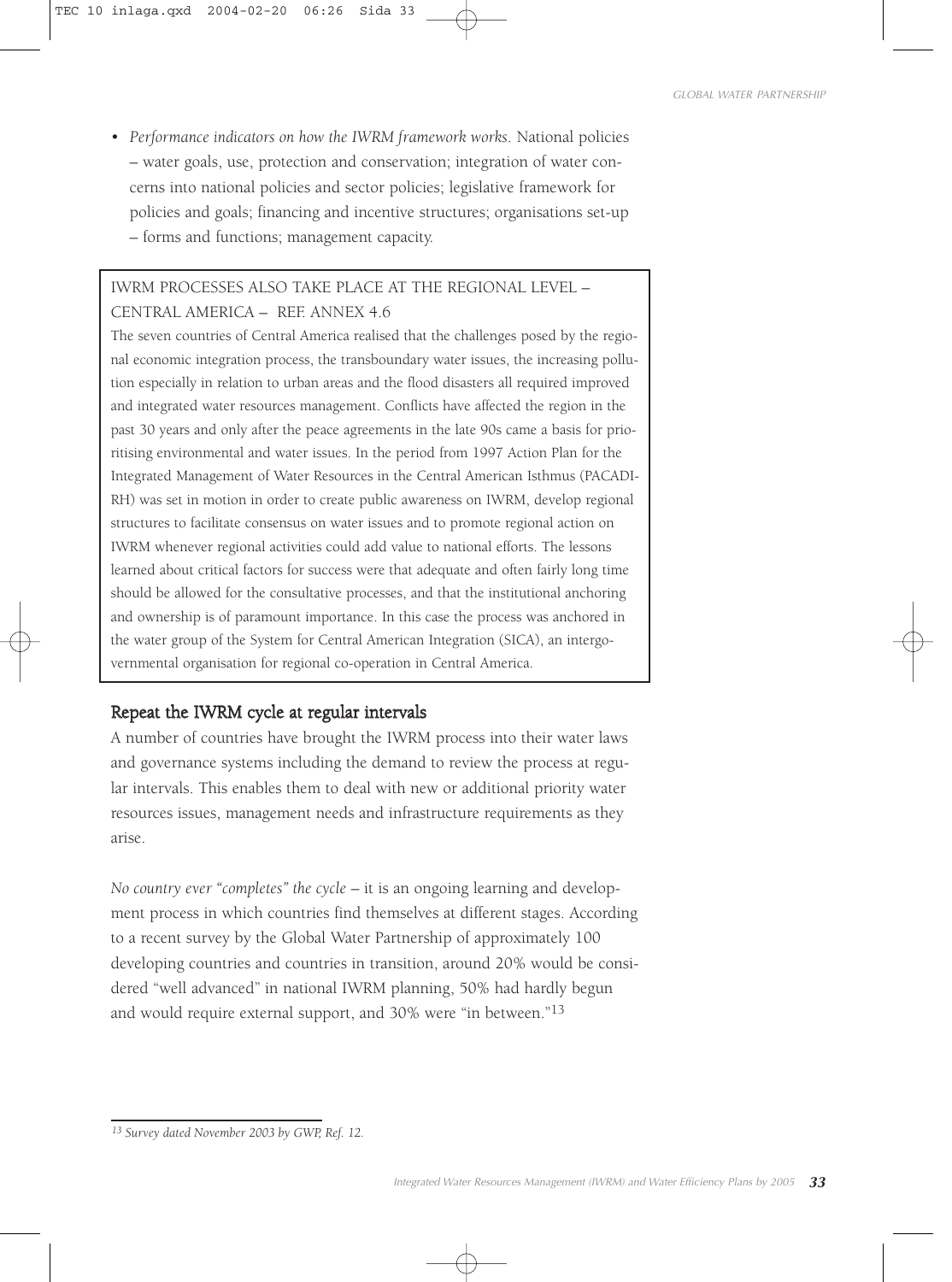- *Performance indicators on how the IWRM framework works.* National policies – water goals, use, protection and conservation; integration of water concerns into national policies and sector policies; legislative framework for policies and goals; financing and incentive structures; organisations set-up – forms and functions; management capacity.

> IWRM PROCESSES ALSO TAKE PLACE AT THE REGIONAL LEVEL – CENTRAL AMERICA – REF. ANNEX 4.6
>
> The seven countries of Central America realised that the challenges posed by the regional economic integration process, the transboundary water issues, the increasing pollution especially in relation to urban areas and the flood disasters all required improved and integrated water resources management. Conflicts have affected the region in the past 30 years and only after the peace agreements in the late 90s came a basis for prioritising environmental and water issues. In the period from 1997 Action Plan for the Integrated Management of Water Resources in the Central American Isthmus (PACADIRH) was set in motion in order to create public awareness on IWRM, develop regional structures to facilitate consensus on water issues and to promote regional action on IWRM whenever regional activities could add value to national efforts. The lessons learned about critical factors for success were that adequate and often fairly long time should be allowed for the consultative processes, and that the institutional anchoring and ownership is of paramount importance. In this case the process was anchored in the water group of the System for Central American Integration (SICA), an intergovernmental organisation for regional co-operation in Central America.

## Repeat the IWRM cycle at regular intervals

A number of countries have brought the IWRM process into their water laws and governance systems including the demand to review the process at regular intervals. This enables them to deal with new or additional priority water resources issues, management needs and infrastructure requirements as they arise.

*No country ever "completes" the cycle* – it is an ongoing learning and development process in which countries find themselves at different stages. According to a recent survey by the Global Water Partnership of approximately 100 developing countries and countries in transition, around 20% would be considered "well advanced" in national IWRM planning, 50% had hardly begun and would require external support, and 30% were "in between."[13]

---

*[13] Survey dated November 2003 by GWP, Ref. 12.*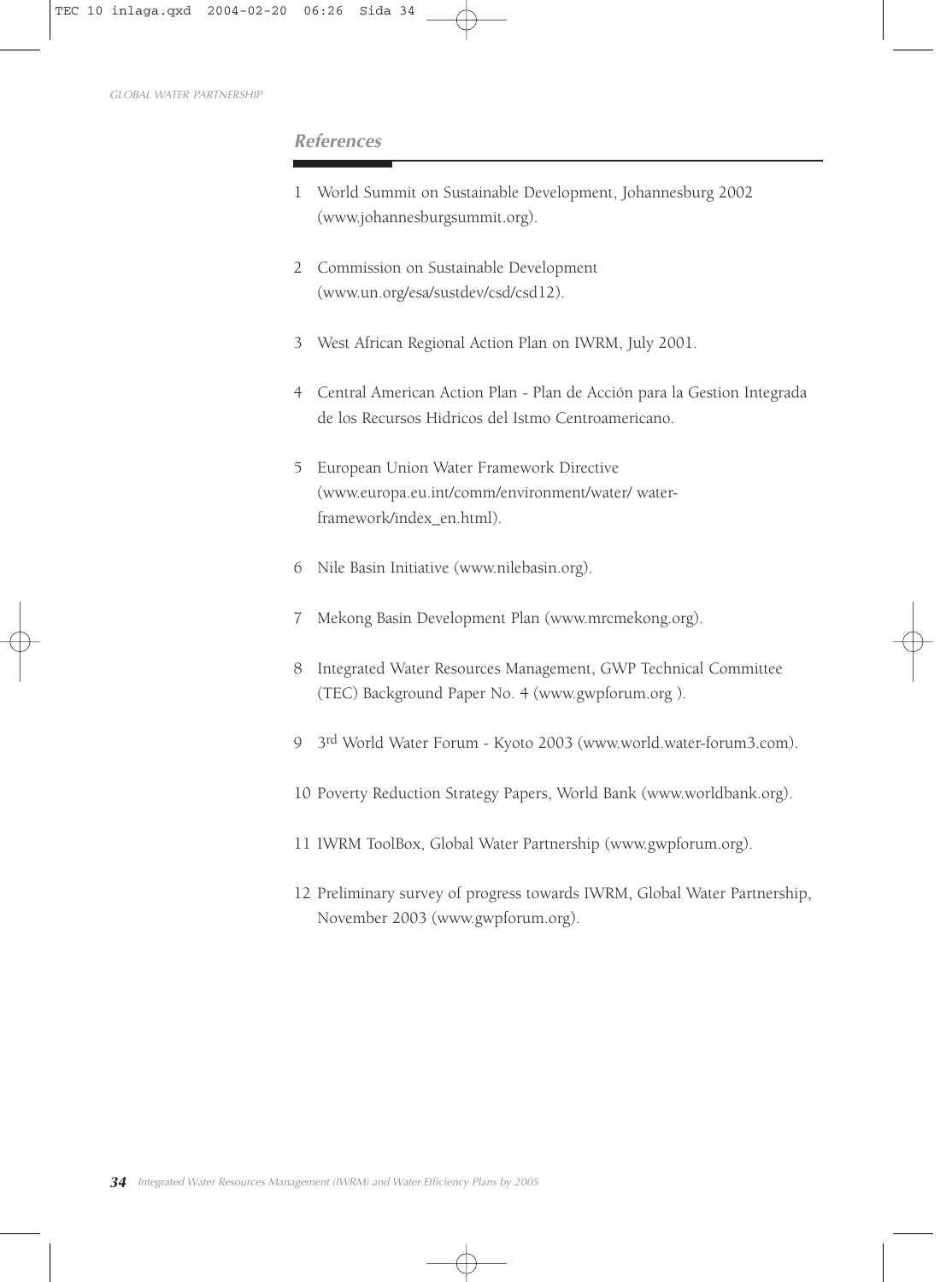## References

1. World Summit on Sustainable Development, Johannesburg 2002 (www.johannesburgsummit.org).
2. Commission on Sustainable Development (www.un.org/esa/sustdev/csd/csd12).
3. West African Regional Action Plan on IWRM, July 2001.
4. Central American Action Plan - Plan de Acción para la Gestion Integrada de los Recursos Hidricos del Istmo Centroamericano.
5. European Union Water Framework Directive (www.europa.eu.int/comm/environment/water/ water-framework/index_en.html).
6. Nile Basin Initiative (www.nilebasin.org).
7. Mekong Basin Development Plan (www.mrcmekong.org).
8. Integrated Water Resources Management, GWP Technical Committee (TEC) Background Paper No. 4 (www.gwpforum.org ).
9. 3rd World Water Forum - Kyoto 2003 (www.world.water-forum3.com).
10. Poverty Reduction Strategy Papers, World Bank (www.worldbank.org).
11. IWRM ToolBox, Global Water Partnership (www.gwpforum.org).
12. Preliminary survey of progress towards IWRM, Global Water Partnership, November 2003 (www.gwpforum.org).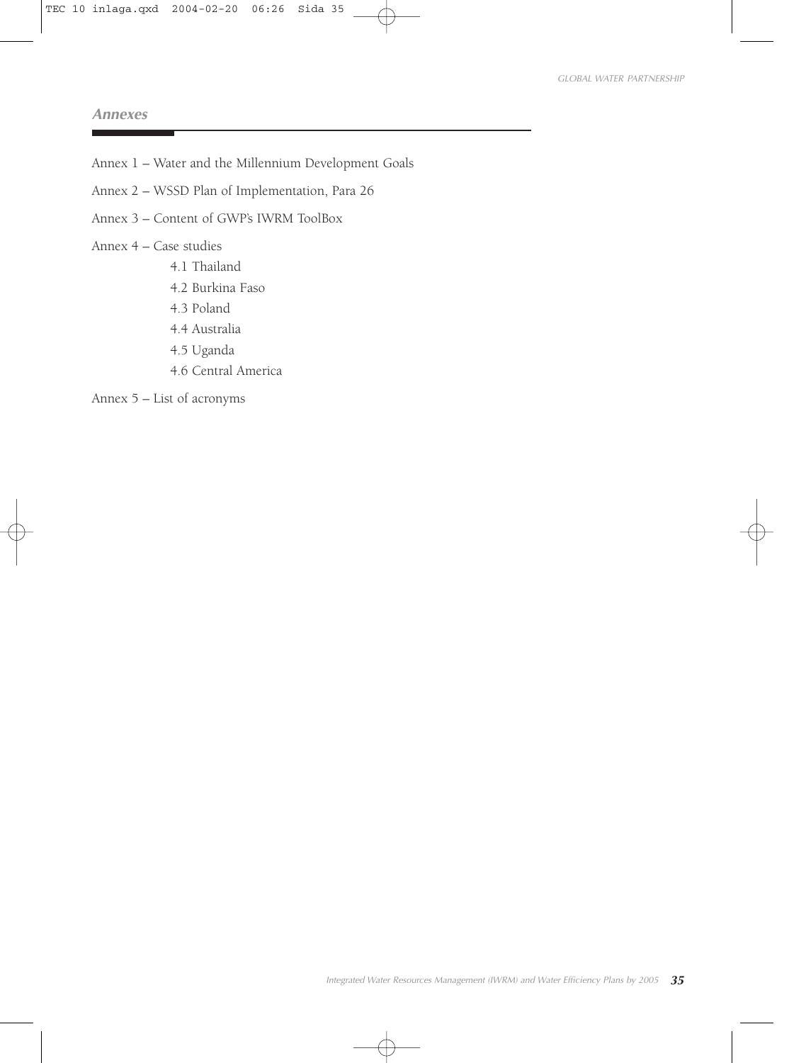## Annexes

Annex 1 – Water and the Millennium Development Goals

Annex 2 – WSSD Plan of Implementation, Para 26

Annex 3 – Content of GWP's IWRM ToolBox

Annex 4 – Case studies

- 4.1 Thailand
- 4.2 Burkina Faso
- 4.3 Poland
- 4.4 Australia
- 4.5 Uganda
- 4.6 Central America

Annex 5 – List of acronyms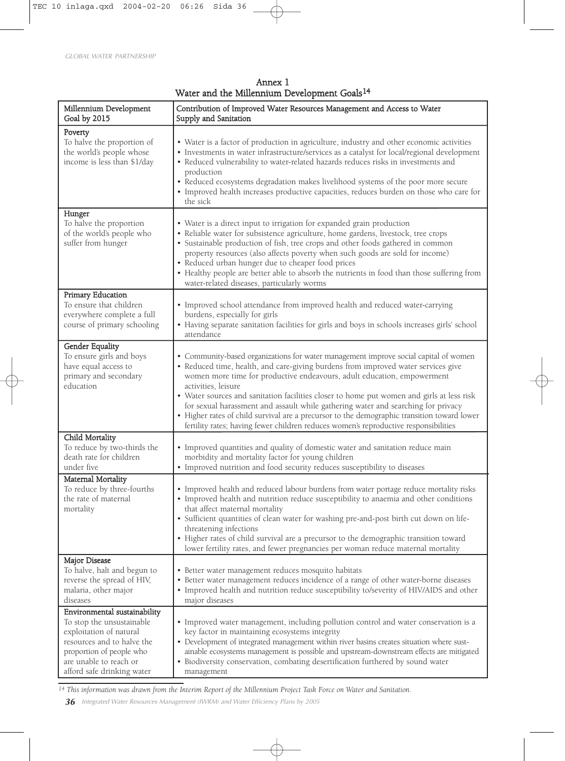## Annex 1
## Water and the Millennium Development Goals[14]

| Millennium Development Goal by 2015 | Contribution of Improved Water Resources Management and Access to Water Supply and Sanitation |
|---|---|
| **Poverty**<br>To halve the proportion of the world's people whose income is less than $1/day | • Water is a factor of production in agriculture, industry and other economic activities<br>• Investments in water infrastructure/services as a catalyst for local/regional development<br>• Reduced vulnerability to water-related hazards reduces risks in investments and production<br>• Reduced ecosystems degradation makes livelihood systems of the poor more secure<br>• Improved health increases productive capacities, reduces burden on those who care for the sick |
| **Hunger**<br>To halve the proportion of the world's people who suffer from hunger | • Water is a direct input to irrigation for expanded grain production<br>• Reliable water for subsistence agriculture, home gardens, livestock, tree crops<br>• Sustainable production of fish, tree crops and other foods gathered in common property resources (also affects poverty when such goods are sold for income)<br>• Reduced urban hunger due to cheaper food prices<br>• Healthy people are better able to absorb the nutrients in food than those suffering from water-related diseases, particularly worms |
| **Primary Education**<br>To ensure that children everywhere complete a full course of primary schooling | • Improved school attendance from improved health and reduced water-carrying burdens, especially for girls<br>• Having separate sanitation facilities for girls and boys in schools increases girls' school attendance |
| **Gender Equality**<br>To ensure girls and boys have equal access to primary and secondary education | • Community-based organizations for water management improve social capital of women<br>• Reduced time, health, and care-giving burdens from improved water services give women more time for productive endeavours, adult education, empowerment activities, leisure<br>• Water sources and sanitation facilities closer to home put women and girls at less risk for sexual harassment and assault while gathering water and searching for privacy<br>• Higher rates of child survival are a precursor to the demographic transition toward lower fertility rates; having fewer children reduces women's reproductive responsibilities |
| **Child Mortality**<br>To reduce by two-thirds the death rate for children under five | • Improved quantities and quality of domestic water and sanitation reduce main morbidity and mortality factor for young children<br>• Improved nutrition and food security reduces susceptibility to diseases |
| **Maternal Mortality**<br>To reduce by three-fourths the rate of maternal mortality | • Improved health and reduced labour burdens from water portage reduce mortality risks<br>• Improved health and nutrition reduce susceptibility to anaemia and other conditions that affect maternal mortality<br>• Sufficient quantities of clean water for washing pre-and-post birth cut down on life-threatening infections<br>• Higher rates of child survival are a precursor to the demographic transition toward lower fertility rates, and fewer pregnancies per woman reduce maternal mortality |
| **Major Disease**<br>To halve, halt and begun to reverse the spread of HIV, malaria, other major diseases | • Better water management reduces mosquito habitats<br>• Better water management reduces incidence of a range of other water-borne diseases<br>• Improved health and nutrition reduce susceptibility to/severity of HIV/AIDS and other major diseases |
| **Environmental sustainability**<br>To stop the unsustainable exploitation of natural resources and to halve the proportion of people who are unable to reach or afford safe drinking water | • Improved water management, including pollution control and water conservation is a key factor in maintaining ecosystems integrity<br>• Development of integrated management within river basins creates situation where sustainable ecosystems management is possible and upstream-downstream effects are mitigated<br>• Biodiversity conservation, combating desertification furthered by sound water management |

*[14] This information was drawn from the Interim Report of the Millennium Project Task Force on Water and Sanitation.*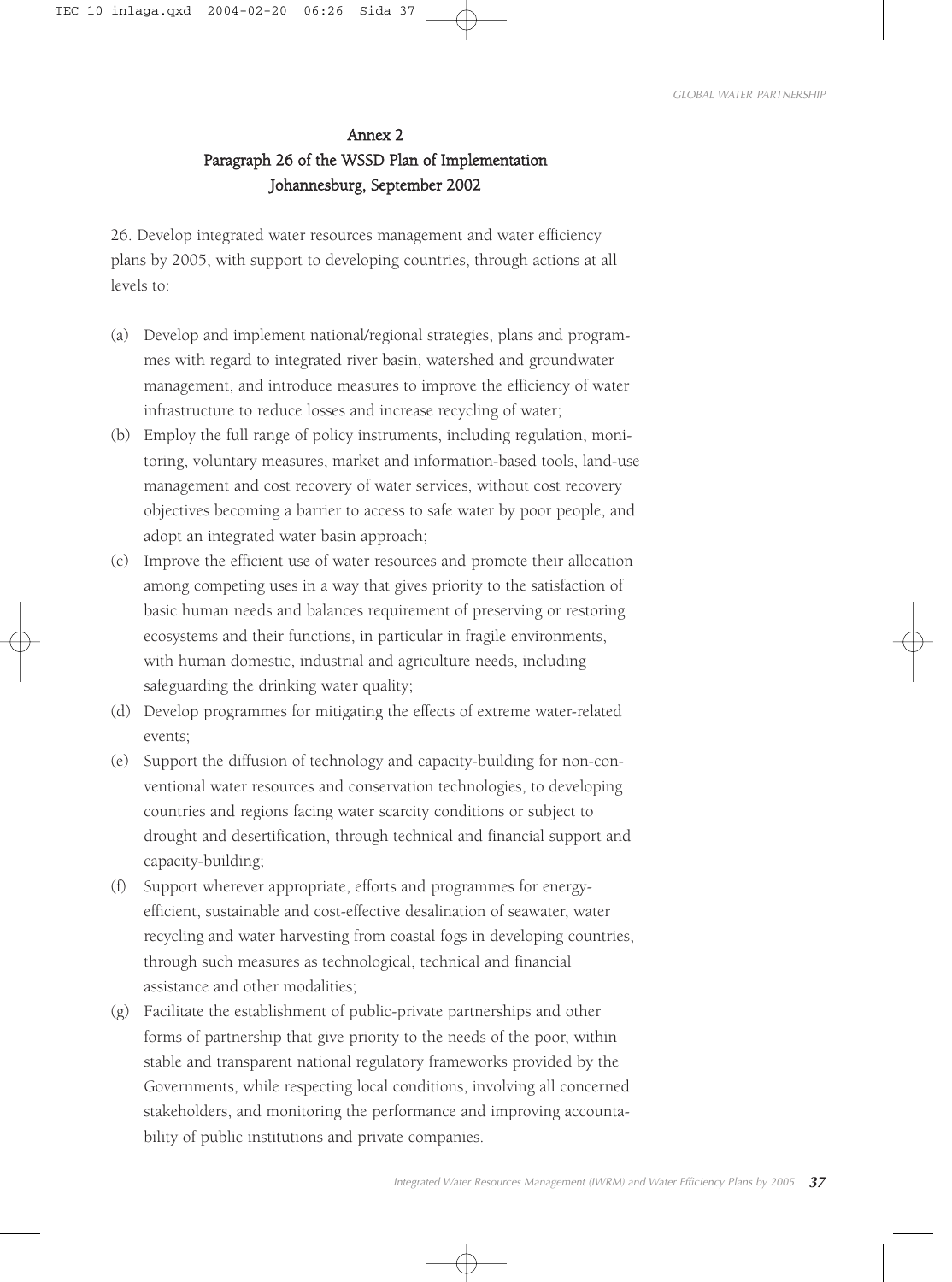# Annex 2
## Paragraph 26 of the WSSD Plan of Implementation
## Johannesburg, September 2002

26. Develop integrated water resources management and water efficiency plans by 2005, with support to developing countries, through actions at all levels to:

(a) Develop and implement national/regional strategies, plans and programmes with regard to integrated river basin, watershed and groundwater management, and introduce measures to improve the efficiency of water infrastructure to reduce losses and increase recycling of water;

(b) Employ the full range of policy instruments, including regulation, monitoring, voluntary measures, market and information-based tools, land-use management and cost recovery of water services, without cost recovery objectives becoming a barrier to access to safe water by poor people, and adopt an integrated water basin approach;

(c) Improve the efficient use of water resources and promote their allocation among competing uses in a way that gives priority to the satisfaction of basic human needs and balances requirement of preserving or restoring ecosystems and their functions, in particular in fragile environments, with human domestic, industrial and agriculture needs, including safeguarding the drinking water quality;

(d) Develop programmes for mitigating the effects of extreme water-related events;

(e) Support the diffusion of technology and capacity-building for non-conventional water resources and conservation technologies, to developing countries and regions facing water scarcity conditions or subject to drought and desertification, through technical and financial support and capacity-building;

(f) Support wherever appropriate, efforts and programmes for energy-efficient, sustainable and cost-effective desalination of seawater, water recycling and water harvesting from coastal fogs in developing countries, through such measures as technological, technical and financial assistance and other modalities;

(g) Facilitate the establishment of public-private partnerships and other forms of partnership that give priority to the needs of the poor, within stable and transparent national regulatory frameworks provided by the Governments, while respecting local conditions, involving all concerned stakeholders, and monitoring the performance and improving accountability of public institutions and private companies.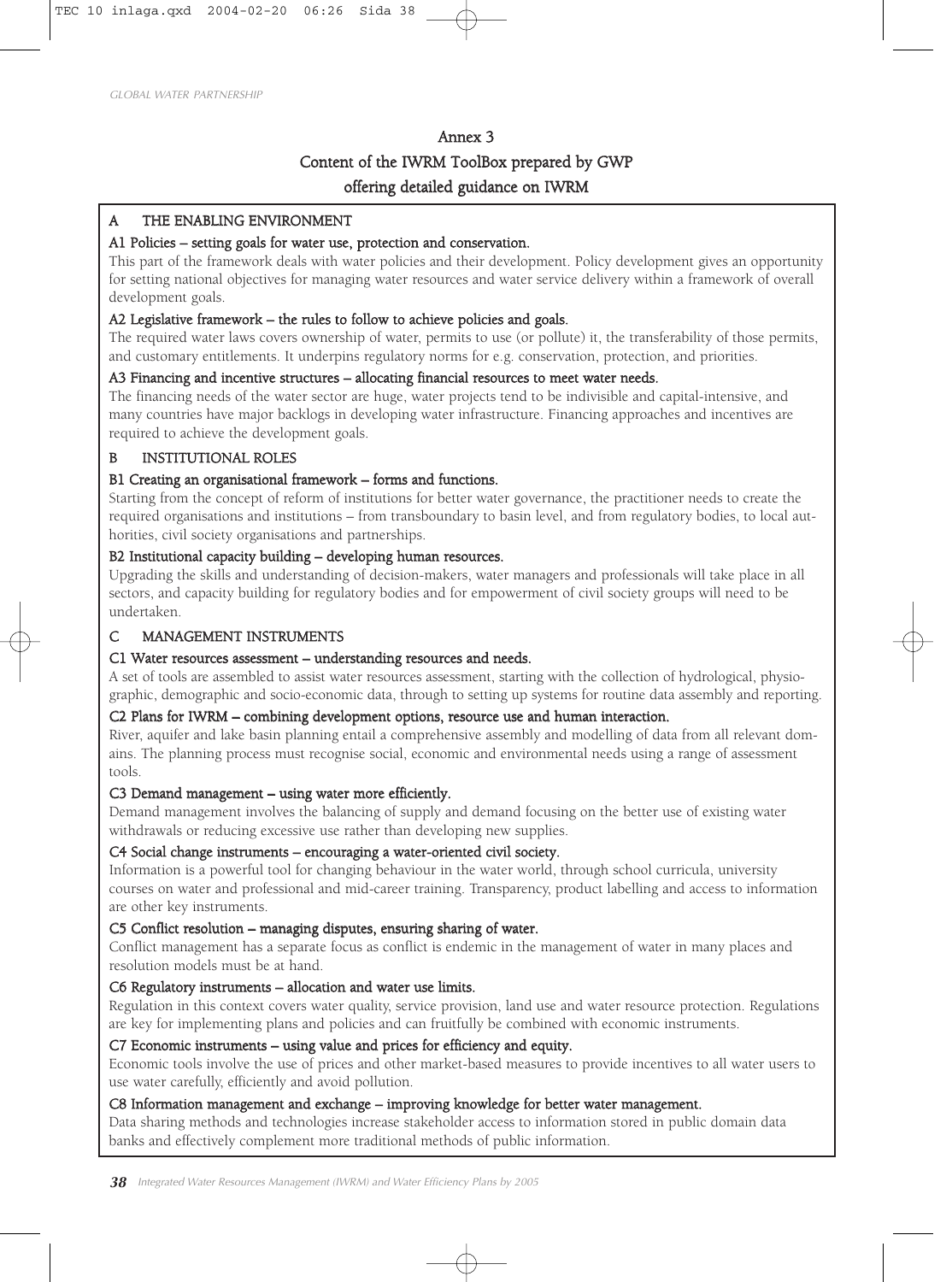# Annex 3

## Content of the IWRM ToolBox prepared by GWP offering detailed guidance on IWRM

### A THE ENABLING ENVIRONMENT

**A1 Policies – setting goals for water use, protection and conservation.**

This part of the framework deals with water policies and their development. Policy development gives an opportunity for setting national objectives for managing water resources and water service delivery within a framework of overall development goals.

**A2 Legislative framework – the rules to follow to achieve policies and goals.**

The required water laws covers ownership of water, permits to use (or pollute) it, the transferability of those permits, and customary entitlements. It underpins regulatory norms for e.g. conservation, protection, and priorities.

**A3 Financing and incentive structures – allocating financial resources to meet water needs.**

The financing needs of the water sector are huge, water projects tend to be indivisible and capital-intensive, and many countries have major backlogs in developing water infrastructure. Financing approaches and incentives are required to achieve the development goals.

### B INSTITUTIONAL ROLES

**B1 Creating an organisational framework – forms and functions.**

Starting from the concept of reform of institutions for better water governance, the practitioner needs to create the required organisations and institutions – from transboundary to basin level, and from regulatory bodies, to local authorities, civil society organisations and partnerships.

**B2 Institutional capacity building – developing human resources.**

Upgrading the skills and understanding of decision-makers, water managers and professionals will take place in all sectors, and capacity building for regulatory bodies and for empowerment of civil society groups will need to be undertaken.

### C MANAGEMENT INSTRUMENTS

**C1 Water resources assessment – understanding resources and needs.**

A set of tools are assembled to assist water resources assessment, starting with the collection of hydrological, physiographic, demographic and socio-economic data, through to setting up systems for routine data assembly and reporting.

**C2 Plans for IWRM – combining development options, resource use and human interaction.**

River, aquifer and lake basin planning entail a comprehensive assembly and modelling of data from all relevant domains. The planning process must recognise social, economic and environmental needs using a range of assessment tools.

**C3 Demand management – using water more efficiently.**

Demand management involves the balancing of supply and demand focusing on the better use of existing water withdrawals or reducing excessive use rather than developing new supplies.

**C4 Social change instruments – encouraging a water-oriented civil society.**

Information is a powerful tool for changing behaviour in the water world, through school curricula, university courses on water and professional and mid-career training. Transparency, product labelling and access to information are other key instruments.

**C5 Conflict resolution – managing disputes, ensuring sharing of water.**

Conflict management has a separate focus as conflict is endemic in the management of water in many places and resolution models must be at hand.

**C6 Regulatory instruments – allocation and water use limits.**

Regulation in this context covers water quality, service provision, land use and water resource protection. Regulations are key for implementing plans and policies and can fruitfully be combined with economic instruments.

**C7 Economic instruments – using value and prices for efficiency and equity.**

Economic tools involve the use of prices and other market-based measures to provide incentives to all water users to use water carefully, efficiently and avoid pollution.

**C8 Information management and exchange – improving knowledge for better water management.**

Data sharing methods and technologies increase stakeholder access to information stored in public domain data banks and effectively complement more traditional methods of public information.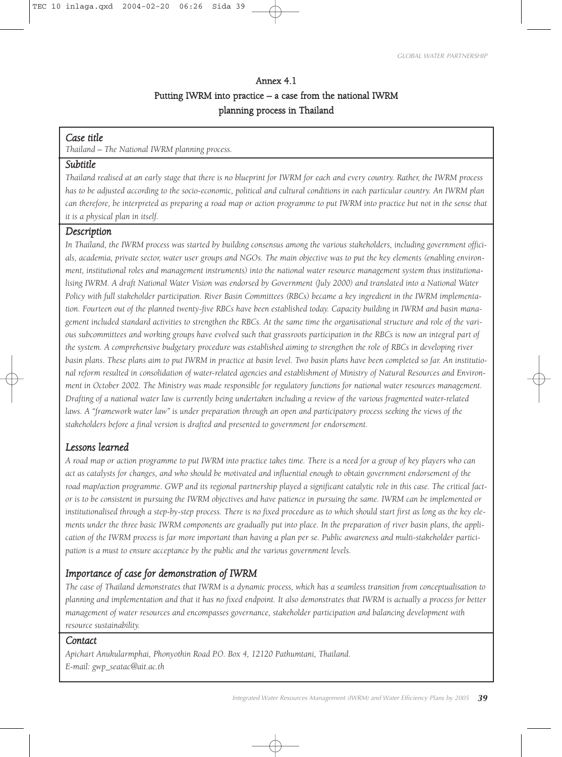# Annex 4.1

## Putting IWRM into practice – a case from the national IWRM planning process in Thailand

### *Case title*

*Thailand – The National IWRM planning process.*

### *Subtitle*

*Thailand realised at an early stage that there is no blueprint for IWRM for each and every country. Rather, the IWRM process has to be adjusted according to the socio-economic, political and cultural conditions in each particular country. An IWRM plan can therefore, be interpreted as preparing a road map or action programme to put IWRM into practice but not in the sense that it is a physical plan in itself.*

### *Description*

*In Thailand, the IWRM process was started by building consensus among the various stakeholders, including government officials, academia, private sector, water user groups and NGOs. The main objective was to put the key elements (enabling environment, institutional roles and management instruments) into the national water resource management system thus institutionalising IWRM. A draft National Water Vision was endorsed by Government (July 2000) and translated into a National Water Policy with full stakeholder participation. River Basin Committees (RBCs) became a key ingredient in the IWRM implementation. Fourteen out of the planned twenty-five RBCs have been established today. Capacity building in IWRM and basin management included standard activities to strengthen the RBCs. At the same time the organisational structure and role of the various subcommittees and working groups have evolved such that grassroots participation in the RBCs is now an integral part of the system. A comprehensive budgetary procedure was established aiming to strengthen the role of RBCs in developing river basin plans. These plans aim to put IWRM in practice at basin level. Two basin plans have been completed so far. An institutional reform resulted in consolidation of water-related agencies and establishment of Ministry of Natural Resources and Environment in October 2002. The Ministry was made responsible for regulatory functions for national water resources management. Drafting of a national water law is currently being undertaken including a review of the various fragmented water-related laws. A "framework water law" is under preparation through an open and participatory process seeking the views of the stakeholders before a final version is drafted and presented to government for endorsement.*

### *Lessons learned*

*A road map or action programme to put IWRM into practice takes time. There is a need for a group of key players who can act as catalysts for changes, and who should be motivated and influential enough to obtain government endorsement of the road map/action programme. GWP and its regional partnership played a significant catalytic role in this case. The critical factor is to be consistent in pursuing the IWRM objectives and have patience in pursuing the same. IWRM can be implemented or institutionalised through a step-by-step process. There is no fixed procedure as to which should start first as long as the key elements under the three basic IWRM components are gradually put into place. In the preparation of river basin plans, the application of the IWRM process is far more important than having a plan per se. Public awareness and multi-stakeholder participation is a must to ensure acceptance by the public and the various government levels.*

### *Importance of case for demonstration of IWRM*

*The case of Thailand demonstrates that IWRM is a dynamic process, which has a seamless transition from conceptualisation to planning and implementation and that it has no fixed endpoint. It also demonstrates that IWRM is actually a process for better management of water resources and encompasses governance, stakeholder participation and balancing development with resource sustainability.*

### *Contact*

*Apichart Anukularmphai, Phonyothin Road P.O. Box 4, 12120 Pathumtani, Thailand.*
*E-mail: gwp_seatac@ait.ac.th*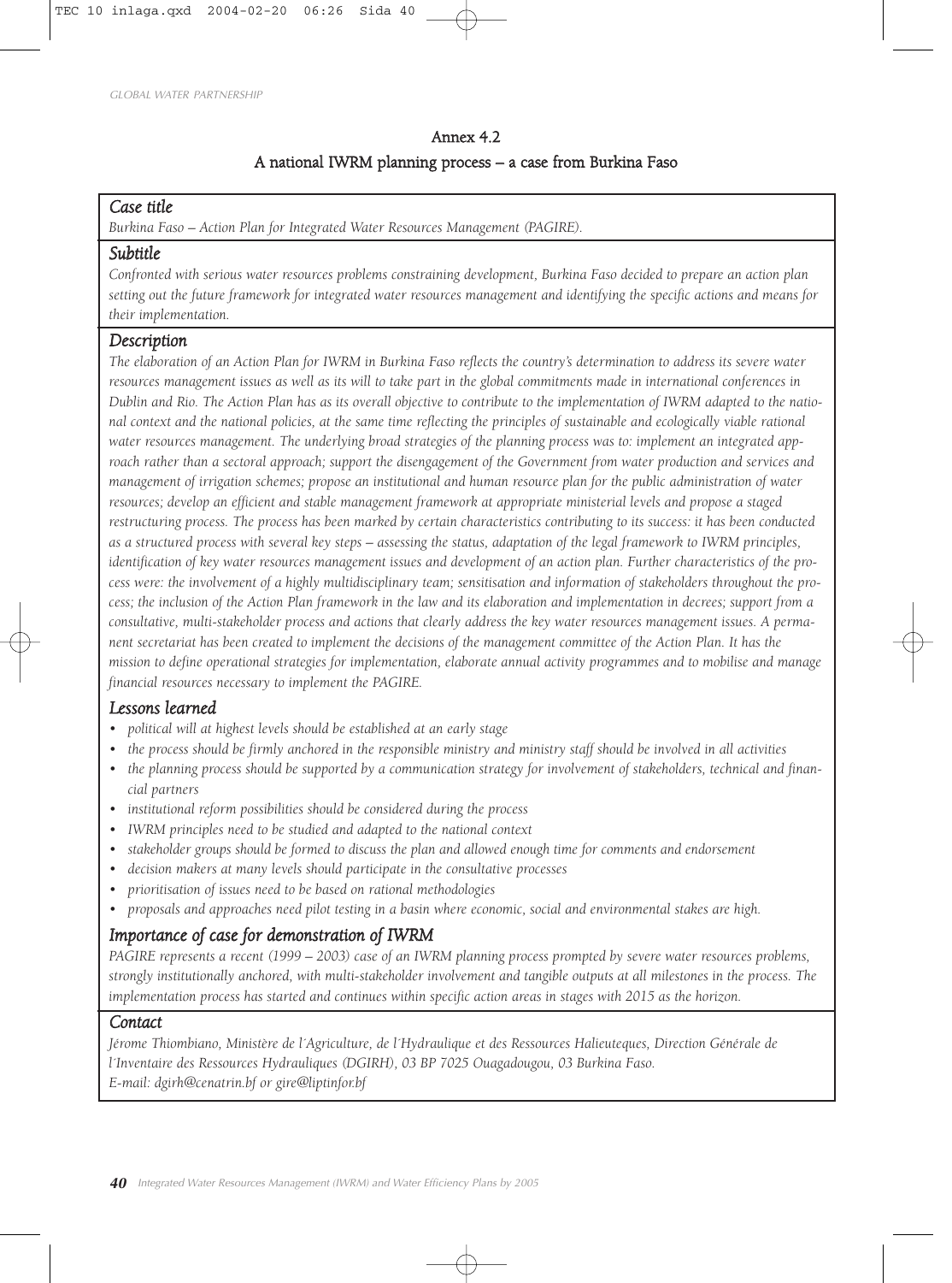## Annex 4.2

## A national IWRM planning process – a case from Burkina Faso

### *Case title*

*Burkina Faso – Action Plan for Integrated Water Resources Management (PAGIRE).*

### *Subtitle*

*Confronted with serious water resources problems constraining development, Burkina Faso decided to prepare an action plan setting out the future framework for integrated water resources management and identifying the specific actions and means for their implementation.*

### *Description*

*The elaboration of an Action Plan for IWRM in Burkina Faso reflects the country's determination to address its severe water resources management issues as well as its will to take part in the global commitments made in international conferences in Dublin and Rio. The Action Plan has as its overall objective to contribute to the implementation of IWRM adapted to the national context and the national policies, at the same time reflecting the principles of sustainable and ecologically viable rational water resources management. The underlying broad strategies of the planning process was to: implement an integrated approach rather than a sectoral approach; support the disengagement of the Government from water production and services and management of irrigation schemes; propose an institutional and human resource plan for the public administration of water resources; develop an efficient and stable management framework at appropriate ministerial levels and propose a staged restructuring process. The process has been marked by certain characteristics contributing to its success: it has been conducted as a structured process with several key steps – assessing the status, adaptation of the legal framework to IWRM principles, identification of key water resources management issues and development of an action plan. Further characteristics of the process were: the involvement of a highly multidisciplinary team; sensitisation and information of stakeholders throughout the process; the inclusion of the Action Plan framework in the law and its elaboration and implementation in decrees; support from a consultative, multi-stakeholder process and actions that clearly address the key water resources management issues. A permanent secretariat has been created to implement the decisions of the management committee of the Action Plan. It has the mission to define operational strategies for implementation, elaborate annual activity programmes and to mobilise and manage financial resources necessary to implement the PAGIRE.*

### *Lessons learned*

- *political will at highest levels should be established at an early stage*
- *the process should be firmly anchored in the responsible ministry and ministry staff should be involved in all activities*
- *the planning process should be supported by a communication strategy for involvement of stakeholders, technical and financial partners*
- *institutional reform possibilities should be considered during the process*
- *IWRM principles need to be studied and adapted to the national context*
- *stakeholder groups should be formed to discuss the plan and allowed enough time for comments and endorsement*
- *decision makers at many levels should participate in the consultative processes*
- *prioritisation of issues need to be based on rational methodologies*
- *proposals and approaches need pilot testing in a basin where economic, social and environmental stakes are high.*

### *Importance of case for demonstration of IWRM*

*PAGIRE represents a recent (1999 – 2003) case of an IWRM planning process prompted by severe water resources problems, strongly institutionally anchored, with multi-stakeholder involvement and tangible outputs at all milestones in the process. The implementation process has started and continues within specific action areas in stages with 2015 as the horizon.*

### *Contact*

*Jérome Thiombiano, Ministère de l'Agriculture, de l'Hydraulique et des Ressources Halieuteques, Direction Générale de l'Inventaire des Ressources Hydrauliques (DGIRH), 03 BP 7025 Ouagadougou, 03 Burkina Faso.*
*E-mail: dgirh@cenatrin.bf or gire@liptinfor.bf*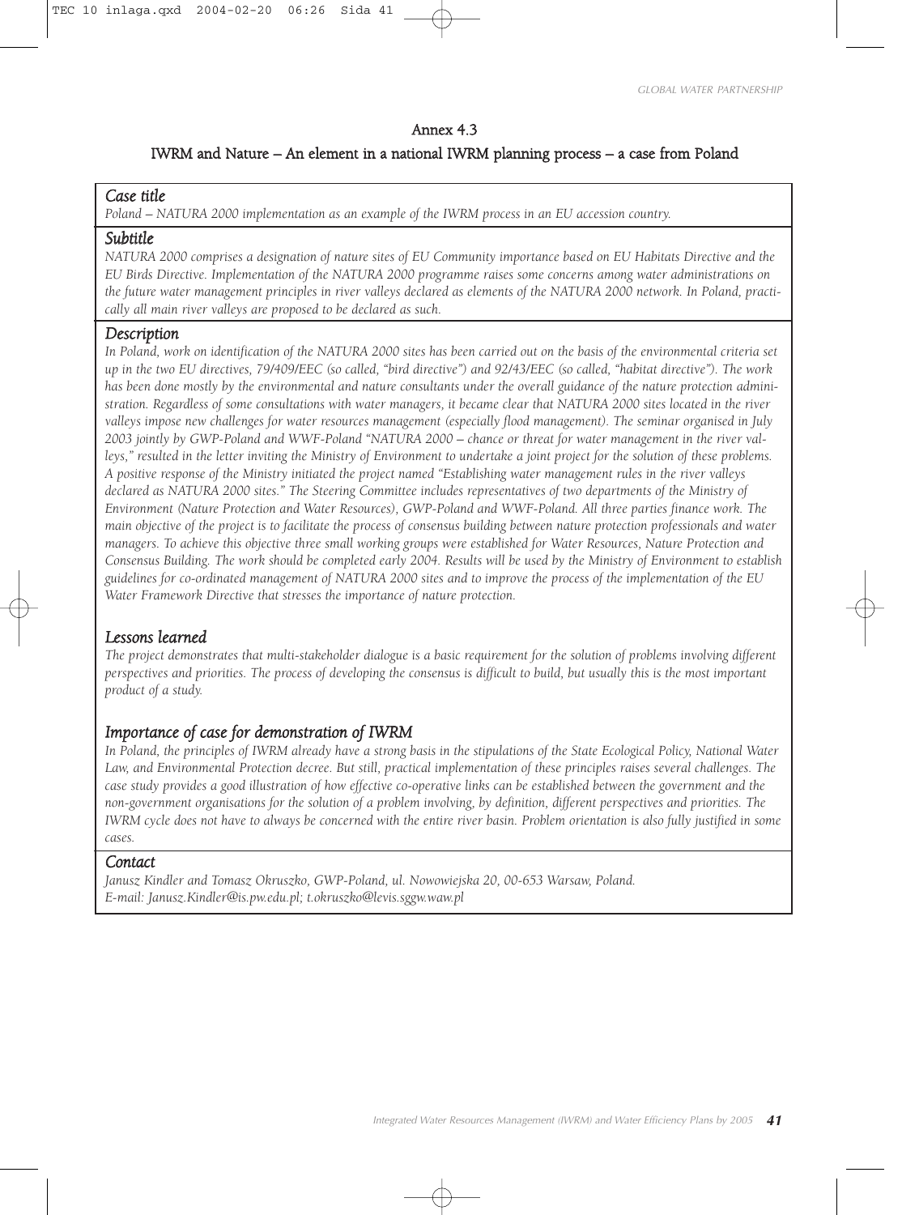## Annex 4.3

### IWRM and Nature – An element in a national IWRM planning process – a case from Poland

### *Case title*

*Poland – NATURA 2000 implementation as an example of the IWRM process in an EU accession country.*

### *Subtitle*

*NATURA 2000 comprises a designation of nature sites of EU Community importance based on EU Habitats Directive and the EU Birds Directive. Implementation of the NATURA 2000 programme raises some concerns among water administrations on the future water management principles in river valleys declared as elements of the NATURA 2000 network. In Poland, practically all main river valleys are proposed to be declared as such.*

### *Description*

*In Poland, work on identification of the NATURA 2000 sites has been carried out on the basis of the environmental criteria set up in the two EU directives, 79/409/EEC (so called, "bird directive") and 92/43/EEC (so called, "habitat directive"). The work has been done mostly by the environmental and nature consultants under the overall guidance of the nature protection administration. Regardless of some consultations with water managers, it became clear that NATURA 2000 sites located in the river valleys impose new challenges for water resources management (especially flood management). The seminar organised in July 2003 jointly by GWP-Poland and WWF-Poland "NATURA 2000 – chance or threat for water management in the river valleys," resulted in the letter inviting the Ministry of Environment to undertake a joint project for the solution of these problems. A positive response of the Ministry initiated the project named "Establishing water management rules in the river valleys declared as NATURA 2000 sites." The Steering Committee includes representatives of two departments of the Ministry of Environment (Nature Protection and Water Resources), GWP-Poland and WWF-Poland. All three parties finance work. The main objective of the project is to facilitate the process of consensus building between nature protection professionals and water managers. To achieve this objective three small working groups were established for Water Resources, Nature Protection and Consensus Building. The work should be completed early 2004. Results will be used by the Ministry of Environment to establish guidelines for co-ordinated management of NATURA 2000 sites and to improve the process of the implementation of the EU Water Framework Directive that stresses the importance of nature protection.*

### *Lessons learned*

*The project demonstrates that multi-stakeholder dialogue is a basic requirement for the solution of problems involving different perspectives and priorities. The process of developing the consensus is difficult to build, but usually this is the most important product of a study.*

### *Importance of case for demonstration of IWRM*

*In Poland, the principles of IWRM already have a strong basis in the stipulations of the State Ecological Policy, National Water Law, and Environmental Protection decree. But still, practical implementation of these principles raises several challenges. The case study provides a good illustration of how effective co-operative links can be established between the government and the non-government organisations for the solution of a problem involving, by definition, different perspectives and priorities. The IWRM cycle does not have to always be concerned with the entire river basin. Problem orientation is also fully justified in some cases.*

### *Contact*

*Janusz Kindler and Tomasz Okruszko, GWP-Poland, ul. Nowowiejska 20, 00-653 Warsaw, Poland.*
*E-mail: Janusz.Kindler@is.pw.edu.pl; t.okruszko@levis.sggw.waw.pl*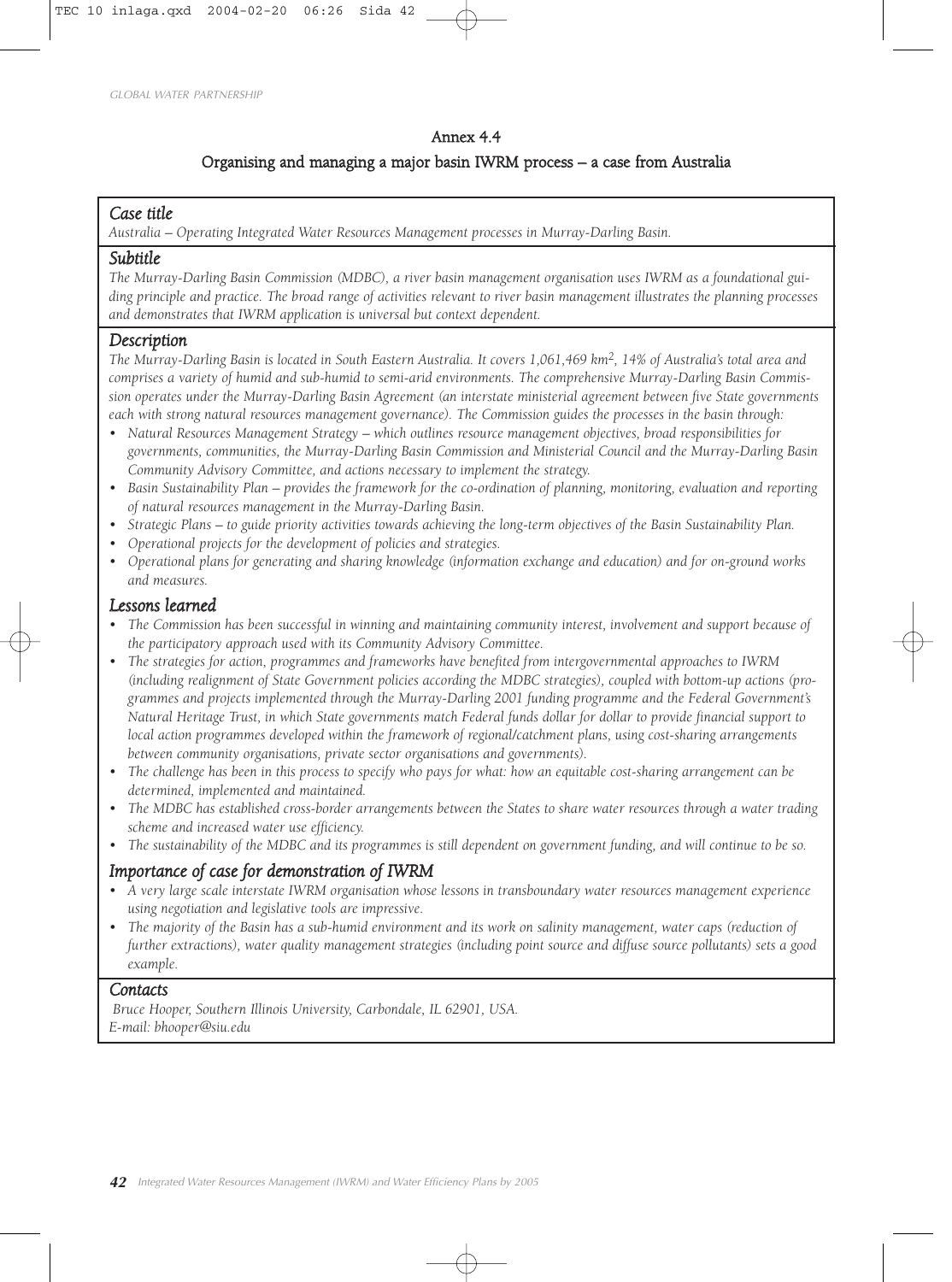## Annex 4.4

## Organising and managing a major basin IWRM process – a case from Australia

### *Case title*

*Australia – Operating Integrated Water Resources Management processes in Murray-Darling Basin.*

### *Subtitle*

*The Murray-Darling Basin Commission (MDBC), a river basin management organisation uses IWRM as a foundational guiding principle and practice. The broad range of activities relevant to river basin management illustrates the planning processes and demonstrates that IWRM application is universal but context dependent.*

### *Description*

*The Murray-Darling Basin is located in South Eastern Australia. It covers 1,061,469 km$^2$, 14% of Australia's total area and comprises a variety of humid and sub-humid to semi-arid environments. The comprehensive Murray-Darling Basin Commission operates under the Murray-Darling Basin Agreement (an interstate ministerial agreement between five State governments each with strong natural resources management governance). The Commission guides the processes in the basin through:*

- *Natural Resources Management Strategy – which outlines resource management objectives, broad responsibilities for governments, communities, the Murray-Darling Basin Commission and Ministerial Council and the Murray-Darling Basin Community Advisory Committee, and actions necessary to implement the strategy.*
- *Basin Sustainability Plan – provides the framework for the co-ordination of planning, monitoring, evaluation and reporting of natural resources management in the Murray-Darling Basin.*
- *Strategic Plans – to guide priority activities towards achieving the long-term objectives of the Basin Sustainability Plan.*
- *Operational projects for the development of policies and strategies.*
- *Operational plans for generating and sharing knowledge (information exchange and education) and for on-ground works and measures.*

### *Lessons learned*

- *The Commission has been successful in winning and maintaining community interest, involvement and support because of the participatory approach used with its Community Advisory Committee.*
- *The strategies for action, programmes and frameworks have benefited from intergovernmental approaches to IWRM (including realignment of State Government policies according the MDBC strategies), coupled with bottom-up actions (programmes and projects implemented through the Murray-Darling 2001 funding programme and the Federal Government's Natural Heritage Trust, in which State governments match Federal funds dollar for dollar to provide financial support to local action programmes developed within the framework of regional/catchment plans, using cost-sharing arrangements between community organisations, private sector organisations and governments).*
- *The challenge has been in this process to specify who pays for what: how an equitable cost-sharing arrangement can be determined, implemented and maintained.*
- *The MDBC has established cross-border arrangements between the States to share water resources through a water trading scheme and increased water use efficiency.*
- *The sustainability of the MDBC and its programmes is still dependent on government funding, and will continue to be so.*

### *Importance of case for demonstration of IWRM*

- *A very large scale interstate IWRM organisation whose lessons in transboundary water resources management experience using negotiation and legislative tools are impressive.*
- *The majority of the Basin has a sub-humid environment and its work on salinity management, water caps (reduction of further extractions), water quality management strategies (including point source and diffuse source pollutants) sets a good example.*

### *Contacts*

*Bruce Hooper, Southern Illinois University, Carbondale, IL 62901, USA.*
*E-mail: bhooper@siu.edu*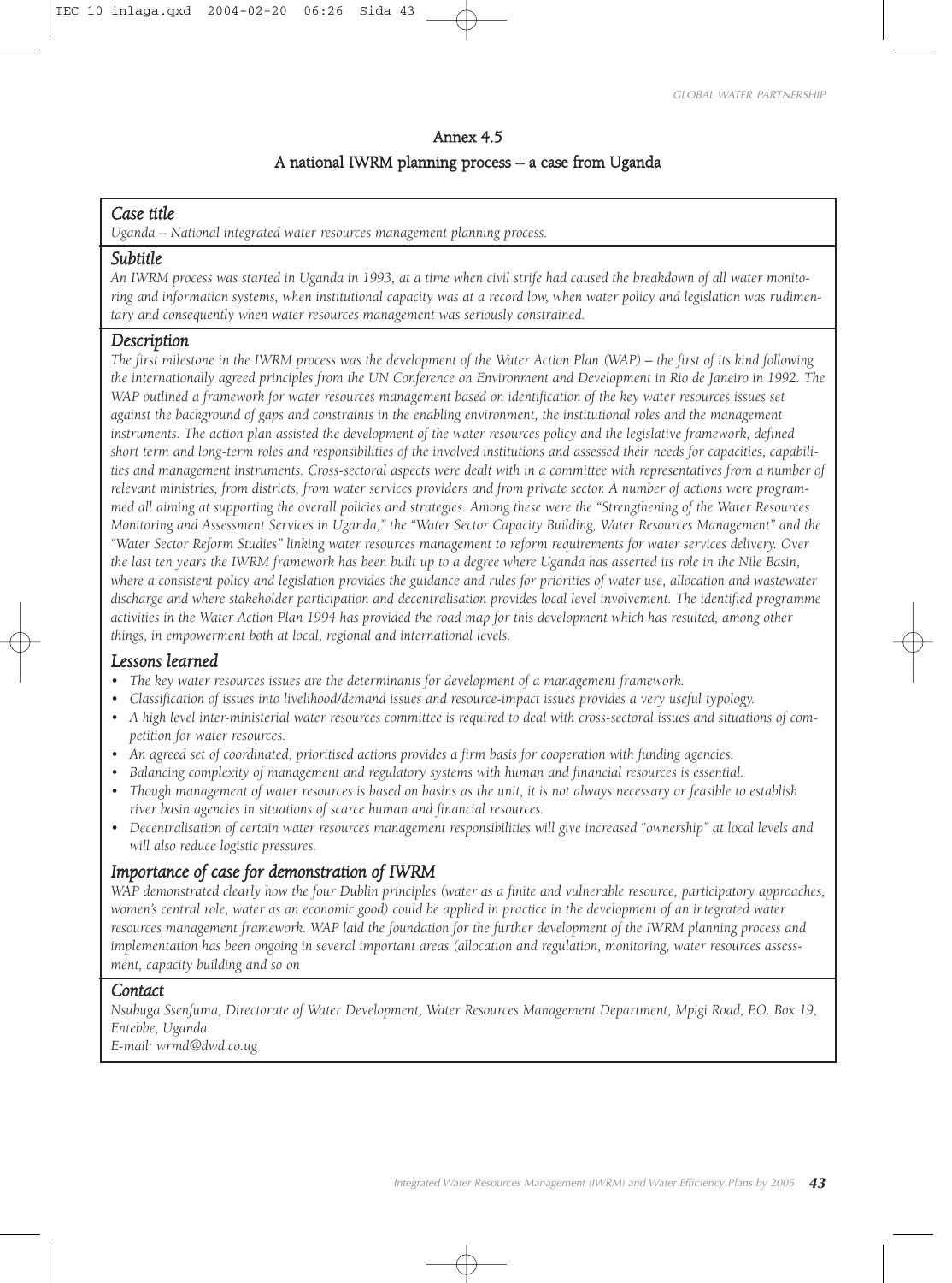# Annex 4.5

## A national IWRM planning process – a case from Uganda

### *Case title*

*Uganda – National integrated water resources management planning process.*

### *Subtitle*

*An IWRM process was started in Uganda in 1993, at a time when civil strife had caused the breakdown of all water monitoring and information systems, when institutional capacity was at a record low, when water policy and legislation was rudimentary and consequently when water resources management was seriously constrained.*

### *Description*

*The first milestone in the IWRM process was the development of the Water Action Plan (WAP) – the first of its kind following the internationally agreed principles from the UN Conference on Environment and Development in Rio de Janeiro in 1992. The WAP outlined a framework for water resources management based on identification of the key water resources issues set against the background of gaps and constraints in the enabling environment, the institutional roles and the management instruments. The action plan assisted the development of the water resources policy and the legislative framework, defined short term and long-term roles and responsibilities of the involved institutions and assessed their needs for capacities, capabilities and management instruments. Cross-sectoral aspects were dealt with in a committee with representatives from a number of relevant ministries, from districts, from water services providers and from private sector. A number of actions were programmed all aiming at supporting the overall policies and strategies. Among these were the "Strengthening of the Water Resources Monitoring and Assessment Services in Uganda," the "Water Sector Capacity Building, Water Resources Management" and the "Water Sector Reform Studies" linking water resources management to reform requirements for water services delivery. Over the last ten years the IWRM framework has been built up to a degree where Uganda has asserted its role in the Nile Basin, where a consistent policy and legislation provides the guidance and rules for priorities of water use, allocation and wastewater discharge and where stakeholder participation and decentralisation provides local level involvement. The identified programme activities in the Water Action Plan 1994 has provided the road map for this development which has resulted, among other things, in empowerment both at local, regional and international levels.*

### *Lessons learned*

- *The key water resources issues are the determinants for development of a management framework.*
- *Classification of issues into livelihood/demand issues and resource-impact issues provides a very useful typology.*
- *A high level inter-ministerial water resources committee is required to deal with cross-sectoral issues and situations of competition for water resources.*
- *An agreed set of coordinated, prioritised actions provides a firm basis for cooperation with funding agencies.*
- *Balancing complexity of management and regulatory systems with human and financial resources is essential.*
- *Though management of water resources is based on basins as the unit, it is not always necessary or feasible to establish river basin agencies in situations of scarce human and financial resources.*
- *Decentralisation of certain water resources management responsibilities will give increased "ownership" at local levels and will also reduce logistic pressures.*

### *Importance of case for demonstration of IWRM*

*WAP demonstrated clearly how the four Dublin principles (water as a finite and vulnerable resource, participatory approaches, women's central role, water as an economic good) could be applied in practice in the development of an integrated water resources management framework. WAP laid the foundation for the further development of the IWRM planning process and implementation has been ongoing in several important areas (allocation and regulation, monitoring, water resources assessment, capacity building and so on*

### *Contact*

*Nsubuga Ssenfuma, Directorate of Water Development, Water Resources Management Department, Mpigi Road, P.O. Box 19, Entebbe, Uganda.*
*E-mail: wrmd@dwd.co.ug*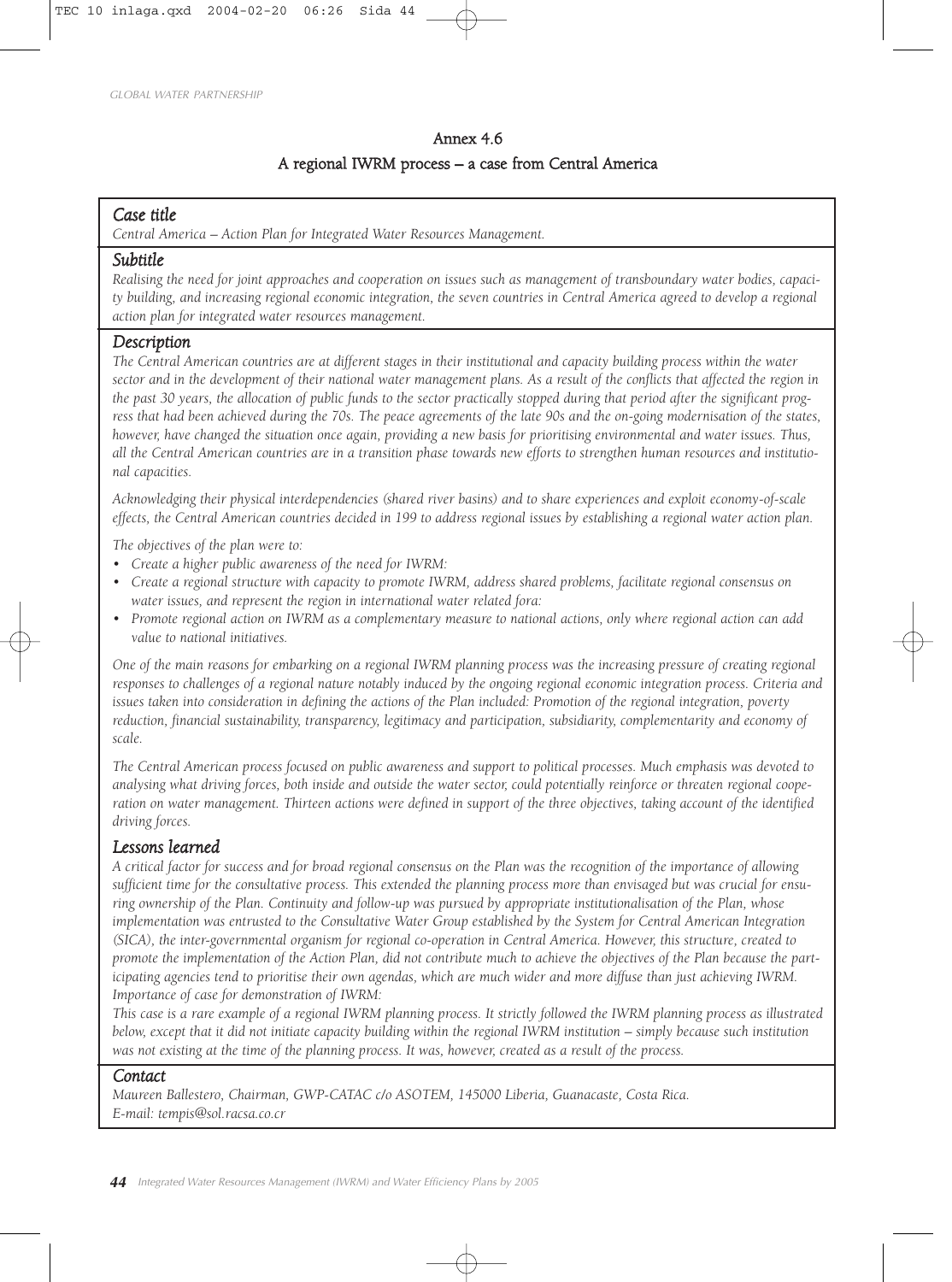## Annex 4.6

## A regional IWRM process – a case from Central America

### *Case title*

*Central America – Action Plan for Integrated Water Resources Management.*

### *Subtitle*

*Realising the need for joint approaches and cooperation on issues such as management of transboundary water bodies, capacity building, and increasing regional economic integration, the seven countries in Central America agreed to develop a regional action plan for integrated water resources management.*

### *Description*

*The Central American countries are at different stages in their institutional and capacity building process within the water sector and in the development of their national water management plans. As a result of the conflicts that affected the region in the past 30 years, the allocation of public funds to the sector practically stopped during that period after the significant progress that had been achieved during the 70s. The peace agreements of the late 90s and the on-going modernisation of the states, however, have changed the situation once again, providing a new basis for prioritising environmental and water issues. Thus, all the Central American countries are in a transition phase towards new efforts to strengthen human resources and institutional capacities.*

*Acknowledging their physical interdependencies (shared river basins) and to share experiences and exploit economy-of-scale effects, the Central American countries decided in 199 to address regional issues by establishing a regional water action plan.*

*The objectives of the plan were to:*

- *Create a higher public awareness of the need for IWRM:*
- *Create a regional structure with capacity to promote IWRM, address shared problems, facilitate regional consensus on water issues, and represent the region in international water related fora:*
- *Promote regional action on IWRM as a complementary measure to national actions, only where regional action can add value to national initiatives.*

*One of the main reasons for embarking on a regional IWRM planning process was the increasing pressure of creating regional responses to challenges of a regional nature notably induced by the ongoing regional economic integration process. Criteria and issues taken into consideration in defining the actions of the Plan included: Promotion of the regional integration, poverty reduction, financial sustainability, transparency, legitimacy and participation, subsidiarity, complementarity and economy of scale.*

*The Central American process focused on public awareness and support to political processes. Much emphasis was devoted to analysing what driving forces, both inside and outside the water sector, could potentially reinforce or threaten regional cooperation on water management. Thirteen actions were defined in support of the three objectives, taking account of the identified driving forces.*

### *Lessons learned*

*A critical factor for success and for broad regional consensus on the Plan was the recognition of the importance of allowing sufficient time for the consultative process. This extended the planning process more than envisaged but was crucial for ensuring ownership of the Plan. Continuity and follow-up was pursued by appropriate institutionalisation of the Plan, whose implementation was entrusted to the Consultative Water Group established by the System for Central American Integration (SICA), the inter-governmental organism for regional co-operation in Central America. However, this structure, created to promote the implementation of the Action Plan, did not contribute much to achieve the objectives of the Plan because the participating agencies tend to prioritise their own agendas, which are much wider and more diffuse than just achieving IWRM.*
*Importance of case for demonstration of IWRM:*
*This case is a rare example of a regional IWRM planning process. It strictly followed the IWRM planning process as illustrated below, except that it did not initiate capacity building within the regional IWRM institution – simply because such institution was not existing at the time of the planning process. It was, however, created as a result of the process.*

### *Contact*

*Maureen Ballestero, Chairman, GWP-CATAC c/o ASOTEM, 145000 Liberia, Guanacaste, Costa Rica.*
*E-mail: tempis@sol.racsa.co.cr*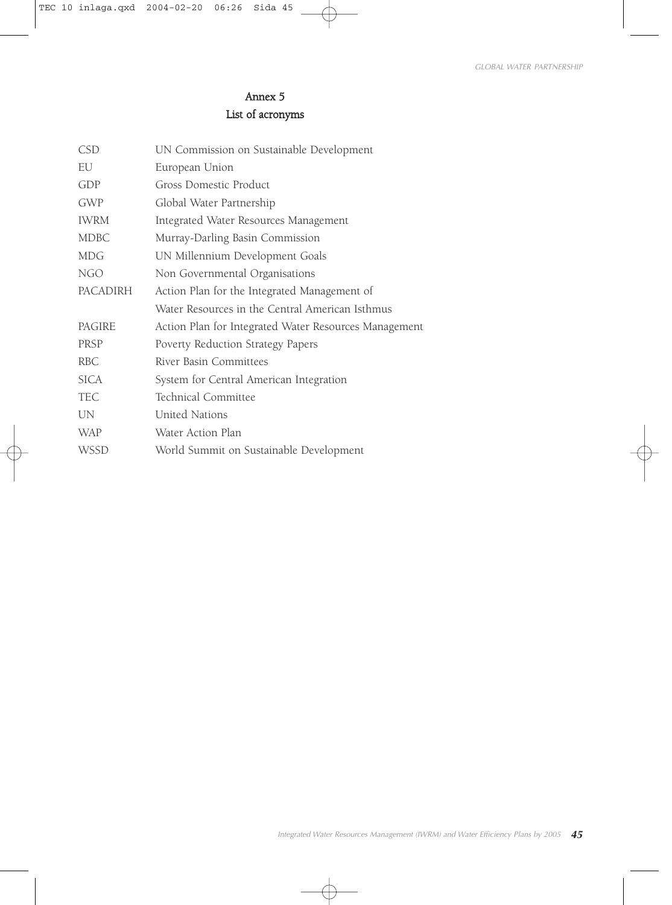# Annex 5

## List of acronyms

| | |
|---|---|
| CSD | UN Commission on Sustainable Development |
| EU | European Union |
| GDP | Gross Domestic Product |
| GWP | Global Water Partnership |
| IWRM | Integrated Water Resources Management |
| MDBC | Murray-Darling Basin Commission |
| MDG | UN Millennium Development Goals |
| NGO | Non Governmental Organisations |
| PACADIRH | Action Plan for the Integrated Management of Water Resources in the Central American Isthmus |
| PAGIRE | Action Plan for Integrated Water Resources Management |
| PRSP | Poverty Reduction Strategy Papers |
| RBC | River Basin Committees |
| SICA | System for Central American Integration |
| TEC | Technical Committee |
| UN | United Nations |
| WAP | Water Action Plan |
| WSSD | World Summit on Sustainable Development |